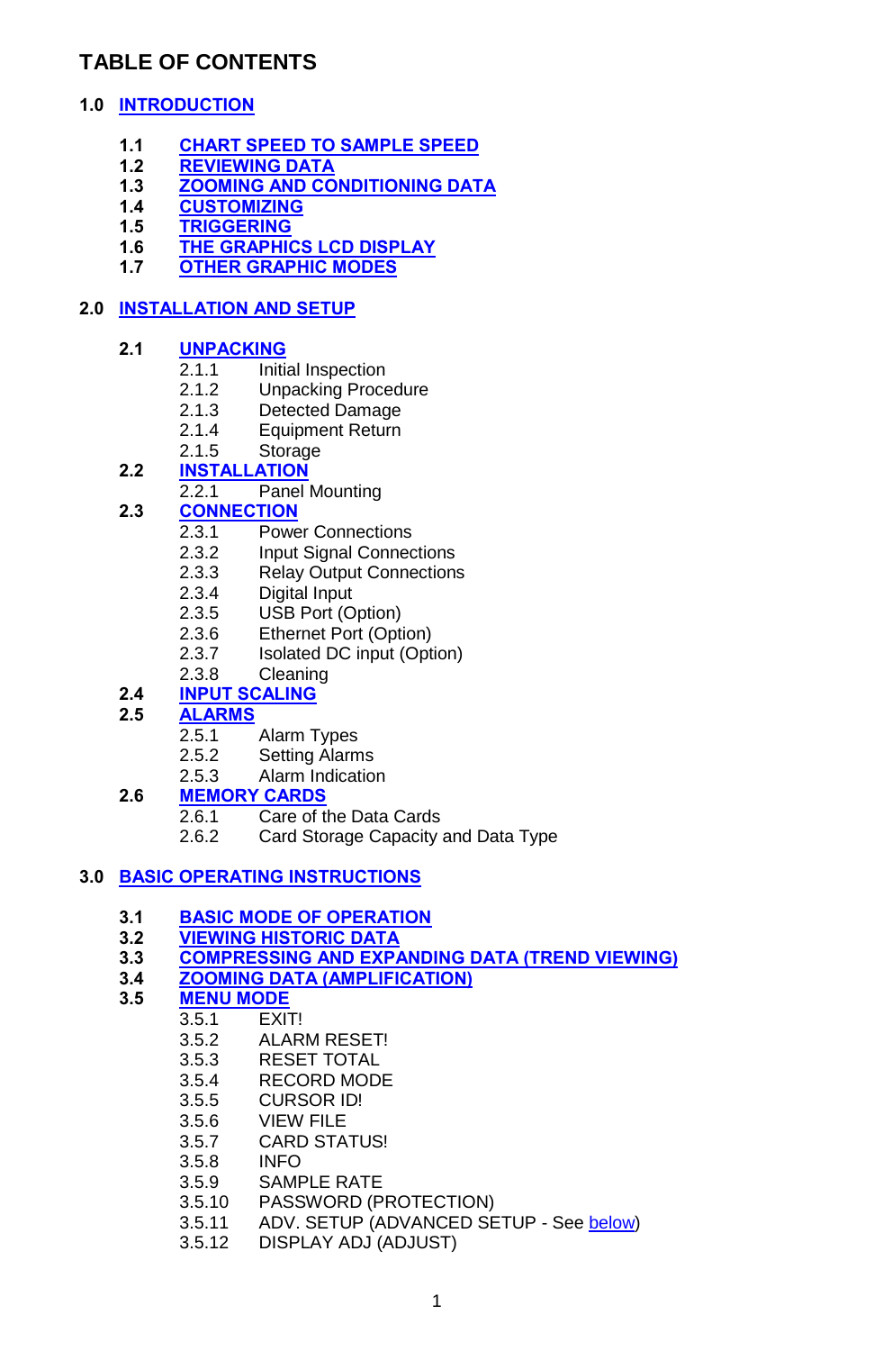# TABLE OF CONTENTS

**1.0 INTRODUCTION**

- **1.1 CHART SPEED TO SAMPLE SPEED**
- **1.2 REVIEWING DATA**
- **1.3 ZOOMING AND CONDITIONING DATA**
- **1.4 CUSTOMIZING**
- **1.5 TRIGGERING**
- **1.6 THE GRAPHICS LCD DISPLAY**
- **1.7 OTHER GRAPHIC MODES**

**2.0 INSTALLATION AND SETUP**

- **2.1 UNPACKING**
  - 2.1.1 Initial Inspection
  - 2.1.2 Unpacking Procedure
  - 2.1.3 Detected Damage
  - 2.1.4 Equipment Return
  - 2.1.5 Storage
- **2.2 INSTALLATION**
  - 2.2.1 Panel Mounting
- **2.3 CONNECTION**
  - 2.3.1 Power Connections
  - 2.3.2 Input Signal Connections
  - 2.3.3 Relay Output Connections
  - 2.3.4 Digital Input
  - 2.3.5 USB Port (Option)
  - 2.3.6 Ethernet Port (Option)
  - 2.3.7 Isolated DC input (Option)
  - 2.3.8 Cleaning
- **2.4 INPUT SCALING**
- **2.5 ALARMS**
  - 2.5.1 Alarm Types
  - 2.5.2 Setting Alarms
  - 2.5.3 Alarm Indication
- **2.6 MEMORY CARDS**
  - 2.6.1 Care of the Data Cards
  - 2.6.2 Card Storage Capacity and Data Type

**3.0 BASIC OPERATING INSTRUCTIONS**

- **3.1 BASIC MODE OF OPERATION**
- **3.2 VIEWING HISTORIC DATA**
- **3.3 COMPRESSING AND EXPANDING DATA (TREND VIEWING)**
- **3.4 ZOOMING DATA (AMPLIFICATION)**
- **3.5 MENU MODE**
  - 3.5.1 EXIT!
  - 3.5.2 ALARM RESET!
  - 3.5.3 RESET TOTAL
  - 3.5.4 RECORD MODE
  - 3.5.5 CURSOR ID!
  - 3.5.6 VIEW FILE
  - 3.5.7 CARD STATUS!
  - 3.5.8 INFO
  - 3.5.9 SAMPLE RATE
  - 3.5.10 PASSWORD (PROTECTION)
  - 3.5.11 ADV. SETUP (ADVANCED SETUP - See below)
  - 3.5.12 DISPLAY ADJ (ADJUST)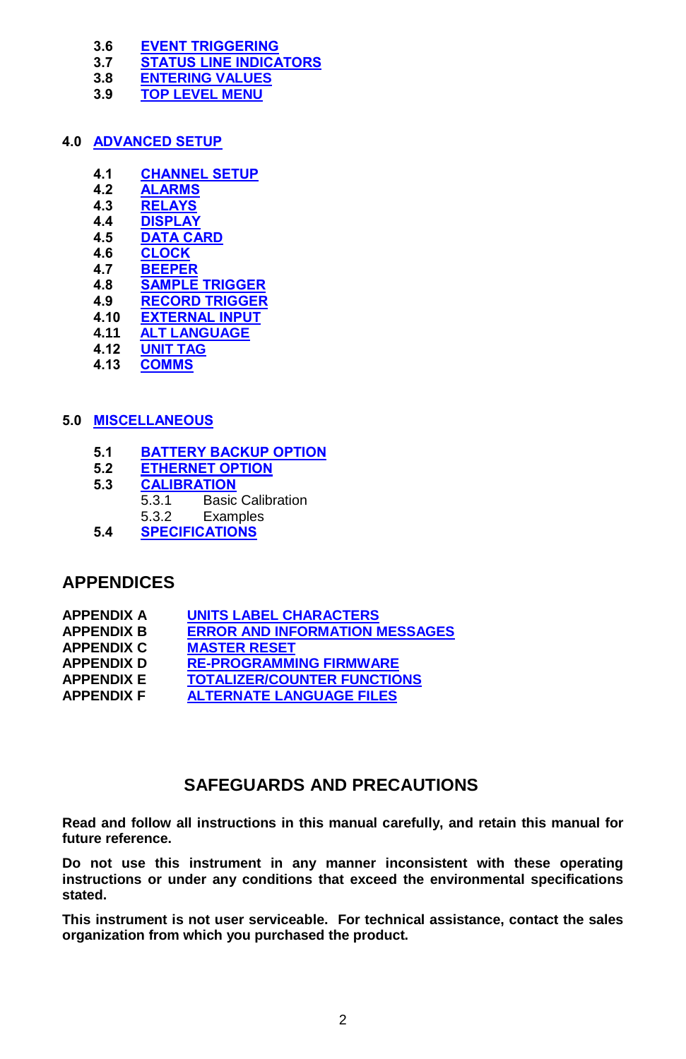3.6 EVENT TRIGGERING
3.7 STATUS LINE INDICATORS
3.8 ENTERING VALUES
3.9 TOP LEVEL MENU

**4.0 ADVANCED SETUP**

4.1 CHANNEL SETUP
4.2 ALARMS
4.3 RELAYS
4.4 DISPLAY
4.5 DATA CARD
4.6 CLOCK
4.7 BEEPER
4.8 SAMPLE TRIGGER
4.9 RECORD TRIGGER
4.10 EXTERNAL INPUT
4.11 ALT LANGUAGE
4.12 UNIT TAG
4.13 COMMS

**5.0 MISCELLANEOUS**

5.1 BATTERY BACKUP OPTION
5.2 ETHERNET OPTION
5.3 CALIBRATION
  5.3.1 Basic Calibration
  5.3.2 Examples
5.4 SPECIFICATIONS

## APPENDICES

**APPENDIX A** UNITS LABEL CHARACTERS
**APPENDIX B** ERROR AND INFORMATION MESSAGES
**APPENDIX C** MASTER RESET
**APPENDIX D** RE-PROGRAMMING FIRMWARE
**APPENDIX E** TOTALIZER/COUNTER FUNCTIONS
**APPENDIX F** ALTERNATE LANGUAGE FILES

## SAFEGUARDS AND PRECAUTIONS

**Read and follow all instructions in this manual carefully, and retain this manual for future reference.**

**Do not use this instrument in any manner inconsistent with these operating instructions or under any conditions that exceed the environmental specifications stated.**

**This instrument is not user serviceable. For technical assistance, contact the sales organization from which you purchased the product.**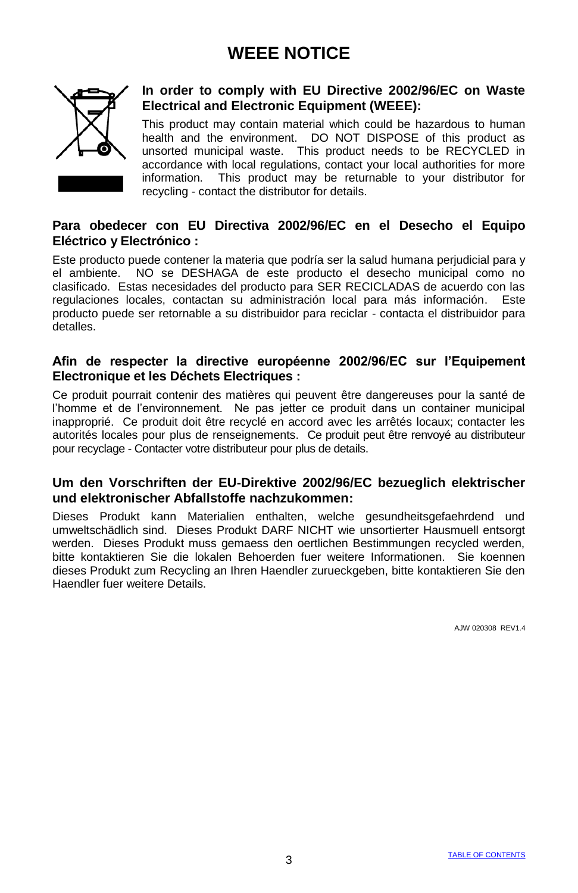# WEEE NOTICE

**In order to comply with EU Directive 2002/96/EC on Waste Electrical and Electronic Equipment (WEEE):**

This product may contain material which could be hazardous to human health and the environment. DO NOT DISPOSE of this product as unsorted municipal waste. This product needs to be RECYCLED in accordance with local regulations, contact your local authorities for more information. This product may be returnable to your distributor for recycling - contact the distributor for details.

**Para obedecer con EU Directiva 2002/96/EC en el Desecho el Equipo Eléctrico y Electrónico :**

Este producto puede contener la materia que podría ser la salud humana perjudicial para y el ambiente. NO se DESHAGA de este producto el desecho municipal como no clasificado. Estas necesidades del producto para SER RECICLADAS de acuerdo con las regulaciones locales, contactan su administración local para más información. Este producto puede ser retornable a su distribuidor para reciclar - contacta el distribuidor para detalles.

**Afin de respecter la directive européenne 2002/96/EC sur l'Equipement Electronique et les Déchets Electriques :**

Ce produit pourrait contenir des matières qui peuvent être dangereuses pour la santé de l'homme et de l'environnement. Ne pas jetter ce produit dans un container municipal inapproprié. Ce produit doit être recyclé en accord avec les arrêtés locaux; contacter les autorités locales pour plus de renseignements. Ce produit peut être renvoyé au distributeur pour recyclage - Contacter votre distributeur pour plus de details.

**Um den Vorschriften der EU-Direktive 2002/96/EC bezueglich elektrischer und elektronischer Abfallstoffe nachzukommen:**

Dieses Produkt kann Materialien enthalten, welche gesundheitsgefaehrdend und umweltschädlich sind. Dieses Produkt DARF NICHT wie unsortierter Hausmuell entsorgt werden. Dieses Produkt muss gemaess den oertlichen Bestimmungen recycled werden, bitte kontaktieren Sie die lokalen Behoerden fuer weitere Informationen. Sie koennen dieses Produkt zum Recycling an Ihren Haendler zurueckgeben, bitte kontaktieren Sie den Haendler fuer weitere Details.

AJW 020308 REV1.4

TABLE OF CONTENTS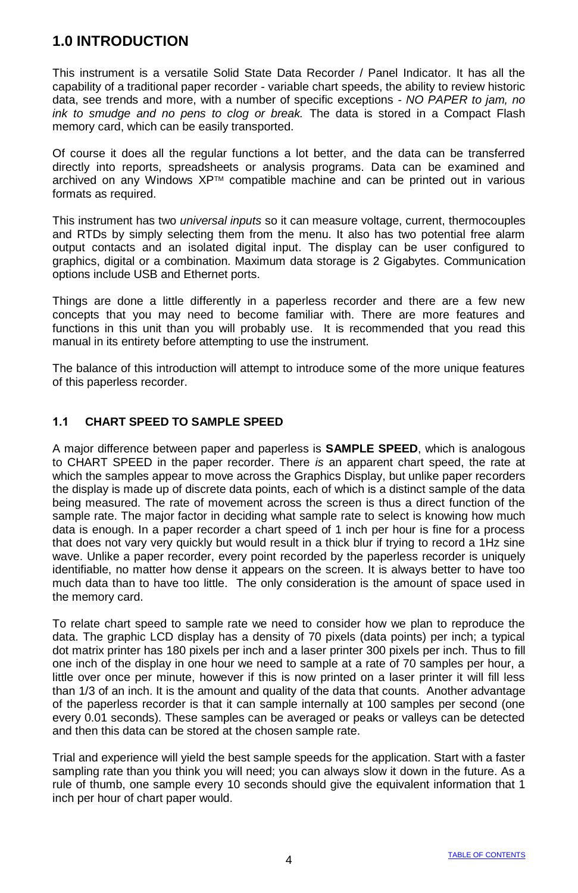# 1.0 INTRODUCTION

This instrument is a versatile Solid State Data Recorder / Panel Indicator. It has all the capability of a traditional paper recorder - variable chart speeds, the ability to review historic data, see trends and more, with a number of specific exceptions - *NO PAPER to jam, no ink to smudge and no pens to clog or break.* The data is stored in a Compact Flash memory card, which can be easily transported.

Of course it does all the regular functions a lot better, and the data can be transferred directly into reports, spreadsheets or analysis programs. Data can be examined and archived on any Windows XP™ compatible machine and can be printed out in various formats as required.

This instrument has two *universal inputs* so it can measure voltage, current, thermocouples and RTDs by simply selecting them from the menu. It also has two potential free alarm output contacts and an isolated digital input. The display can be user configured to graphics, digital or a combination. Maximum data storage is 2 Gigabytes. Communication options include USB and Ethernet ports.

Things are done a little differently in a paperless recorder and there are a few new concepts that you may need to become familiar with. There are more features and functions in this unit than you will probably use. It is recommended that you read this manual in its entirety before attempting to use the instrument.

The balance of this introduction will attempt to introduce some of the more unique features of this paperless recorder.

### 1.1 CHART SPEED TO SAMPLE SPEED

A major difference between paper and paperless is **SAMPLE SPEED**, which is analogous to CHART SPEED in the paper recorder. There *is* an apparent chart speed, the rate at which the samples appear to move across the Graphics Display, but unlike paper recorders the display is made up of discrete data points, each of which is a distinct sample of the data being measured. The rate of movement across the screen is thus a direct function of the sample rate. The major factor in deciding what sample rate to select is knowing how much data is enough. In a paper recorder a chart speed of 1 inch per hour is fine for a process that does not vary very quickly but would result in a thick blur if trying to record a 1Hz sine wave. Unlike a paper recorder, every point recorded by the paperless recorder is uniquely identifiable, no matter how dense it appears on the screen. It is always better to have too much data than to have too little. The only consideration is the amount of space used in the memory card.

To relate chart speed to sample rate we need to consider how we plan to reproduce the data. The graphic LCD display has a density of 70 pixels (data points) per inch; a typical dot matrix printer has 180 pixels per inch and a laser printer 300 pixels per inch. Thus to fill one inch of the display in one hour we need to sample at a rate of 70 samples per hour, a little over once per minute, however if this is now printed on a laser printer it will fill less than 1/3 of an inch. It is the amount and quality of the data that counts. Another advantage of the paperless recorder is that it can sample internally at 100 samples per second (one every 0.01 seconds). These samples can be averaged or peaks or valleys can be detected and then this data can be stored at the chosen sample rate.

Trial and experience will yield the best sample speeds for the application. Start with a faster sampling rate than you think you will need; you can always slow it down in the future. As a rule of thumb, one sample every 10 seconds should give the equivalent information that 1 inch per hour of chart paper would.

TABLE OF CONTENTS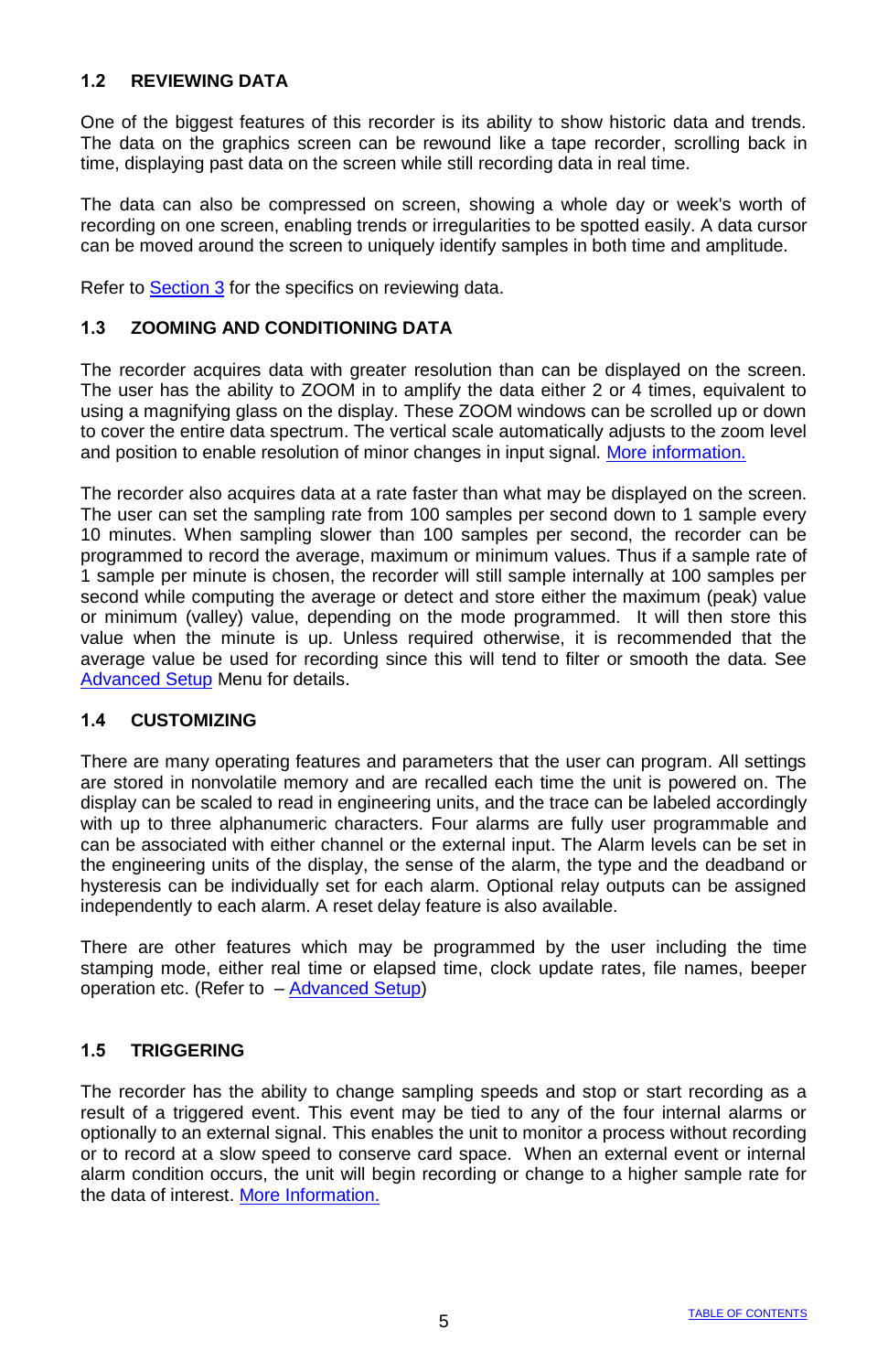## 1.2 REVIEWING DATA

One of the biggest features of this recorder is its ability to show historic data and trends. The data on the graphics screen can be rewound like a tape recorder, scrolling back in time, displaying past data on the screen while still recording data in real time.

The data can also be compressed on screen, showing a whole day or week's worth of recording on one screen, enabling trends or irregularities to be spotted easily. A data cursor can be moved around the screen to uniquely identify samples in both time and amplitude.

Refer to Section 3 for the specifics on reviewing data.

## 1.3 ZOOMING AND CONDITIONING DATA

The recorder acquires data with greater resolution than can be displayed on the screen. The user has the ability to ZOOM in to amplify the data either 2 or 4 times, equivalent to using a magnifying glass on the display. These ZOOM windows can be scrolled up or down to cover the entire data spectrum. The vertical scale automatically adjusts to the zoom level and position to enable resolution of minor changes in input signal. More information.

The recorder also acquires data at a rate faster than what may be displayed on the screen. The user can set the sampling rate from 100 samples per second down to 1 sample every 10 minutes. When sampling slower than 100 samples per second, the recorder can be programmed to record the average, maximum or minimum values. Thus if a sample rate of 1 sample per minute is chosen, the recorder will still sample internally at 100 samples per second while computing the average or detect and store either the maximum (peak) value or minimum (valley) value, depending on the mode programmed. It will then store this value when the minute is up. Unless required otherwise, it is recommended that the average value be used for recording since this will tend to filter or smooth the data. See Advanced Setup Menu for details.

## 1.4 CUSTOMIZING

There are many operating features and parameters that the user can program. All settings are stored in nonvolatile memory and are recalled each time the unit is powered on. The display can be scaled to read in engineering units, and the trace can be labeled accordingly with up to three alphanumeric characters. Four alarms are fully user programmable and can be associated with either channel or the external input. The Alarm levels can be set in the engineering units of the display, the sense of the alarm, the type and the deadband or hysteresis can be individually set for each alarm. Optional relay outputs can be assigned independently to each alarm. A reset delay feature is also available.

There are other features which may be programmed by the user including the time stamping mode, either real time or elapsed time, clock update rates, file names, beeper operation etc. (Refer to – Advanced Setup)

## 1.5 TRIGGERING

The recorder has the ability to change sampling speeds and stop or start recording as a result of a triggered event. This event may be tied to any of the four internal alarms or optionally to an external signal. This enables the unit to monitor a process without recording or to record at a slow speed to conserve card space. When an external event or internal alarm condition occurs, the unit will begin recording or change to a higher sample rate for the data of interest. More Information.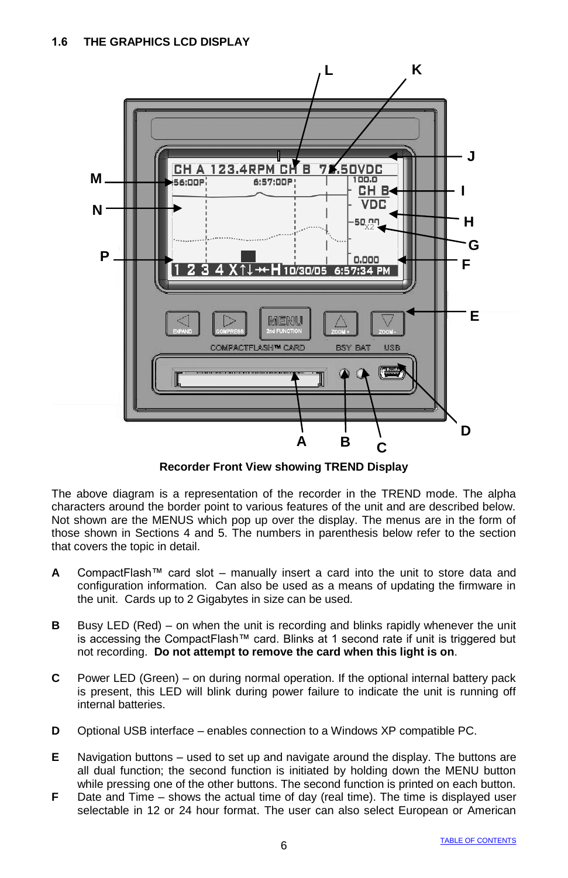## 1.6 THE GRAPHICS LCD DISPLAY

Recorder Front View showing TREND Display

The above diagram is a representation of the recorder in the TREND mode. The alpha characters around the border point to various features of the unit and are described below. Not shown are the MENUS which pop up over the display. The menus are in the form of those shown in Sections 4 and 5. The numbers in parenthesis below refer to the section that covers the topic in detail.

**A** CompactFlash™ card slot – manually insert a card into the unit to store data and configuration information. Can also be used as a means of updating the firmware in the unit. Cards up to 2 Gigabytes in size can be used.

**B** Busy LED (Red) – on when the unit is recording and blinks rapidly whenever the unit is accessing the CompactFlash™ card. Blinks at 1 second rate if unit is triggered but not recording. **Do not attempt to remove the card when this light is on**.

**C** Power LED (Green) – on during normal operation. If the optional internal battery pack is present, this LED will blink during power failure to indicate the unit is running off internal batteries.

**D** Optional USB interface – enables connection to a Windows XP compatible PC.

**E** Navigation buttons – used to set up and navigate around the display. The buttons are all dual function; the second function is initiated by holding down the MENU button while pressing one of the other buttons. The second function is printed on each button.

**F** Date and Time – shows the actual time of day (real time). The time is displayed user selectable in 12 or 24 hour format. The user can also select European or American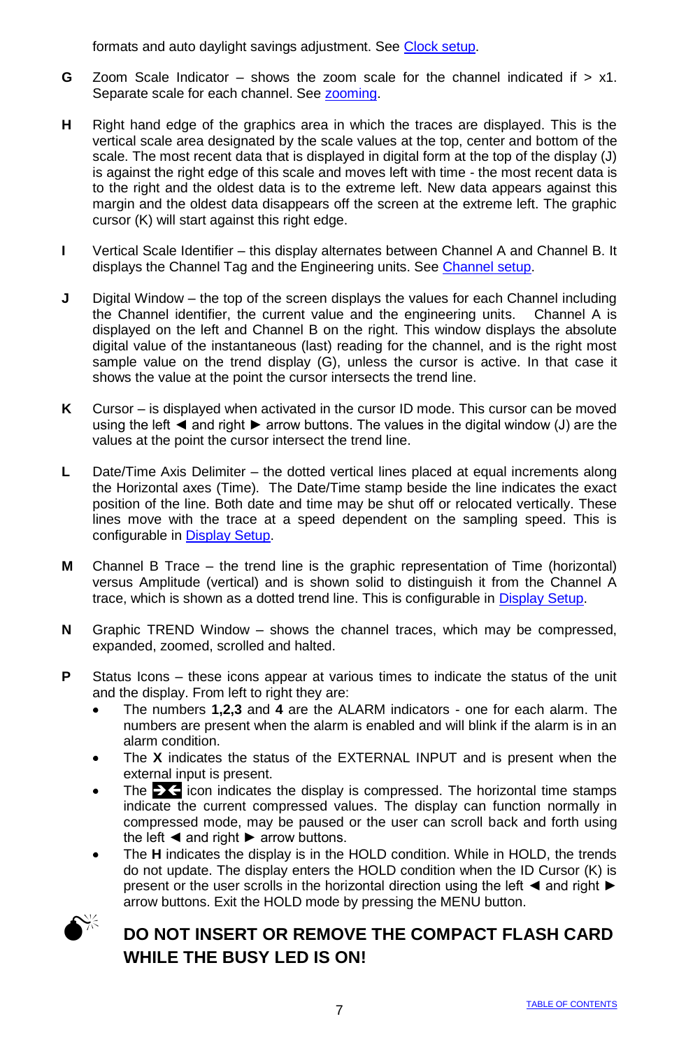formats and auto daylight savings adjustment. See Clock setup.

**G** Zoom Scale Indicator – shows the zoom scale for the channel indicated if > x1. Separate scale for each channel. See zooming.

**H** Right hand edge of the graphics area in which the traces are displayed. This is the vertical scale area designated by the scale values at the top, center and bottom of the scale. The most recent data that is displayed in digital form at the top of the display (J) is against the right edge of this scale and moves left with time - the most recent data is to the right and the oldest data is to the extreme left. New data appears against this margin and the oldest data disappears off the screen at the extreme left. The graphic cursor (K) will start against this right edge.

**I** Vertical Scale Identifier – this display alternates between Channel A and Channel B. It displays the Channel Tag and the Engineering units. See Channel setup.

**J** Digital Window – the top of the screen displays the values for each Channel including the Channel identifier, the current value and the engineering units. Channel A is displayed on the left and Channel B on the right. This window displays the absolute digital value of the instantaneous (last) reading for the channel, and is the right most sample value on the trend display (G), unless the cursor is active. In that case it shows the value at the point the cursor intersects the trend line.

**K** Cursor – is displayed when activated in the cursor ID mode. This cursor can be moved using the left ◄ and right ► arrow buttons. The values in the digital window (J) are the values at the point the cursor intersect the trend line.

**L** Date/Time Axis Delimiter – the dotted vertical lines placed at equal increments along the Horizontal axes (Time). The Date/Time stamp beside the line indicates the exact position of the line. Both date and time may be shut off or relocated vertically. These lines move with the trace at a speed dependent on the sampling speed. This is configurable in Display Setup.

**M** Channel B Trace – the trend line is the graphic representation of Time (horizontal) versus Amplitude (vertical) and is shown solid to distinguish it from the Channel A trace, which is shown as a dotted trend line. This is configurable in Display Setup.

**N** Graphic TREND Window – shows the channel traces, which may be compressed, expanded, zoomed, scrolled and halted.

**P** Status Icons – these icons appear at various times to indicate the status of the unit and the display. From left to right they are:

- The numbers **1,2,3** and **4** are the ALARM indicators - one for each alarm. The numbers are present when the alarm is enabled and will blink if the alarm is in an alarm condition.
- The **X** indicates the status of the EXTERNAL INPUT and is present when the external input is present.
- The ➔◄ icon indicates the display is compressed. The horizontal time stamps indicate the current compressed values. The display can function normally in compressed mode, may be paused or the user can scroll back and forth using the left ◄ and right ► arrow buttons.
- The **H** indicates the display is in the HOLD condition. While in HOLD, the trends do not update. The display enters the HOLD condition when the ID Cursor (K) is present or the user scrolls in the horizontal direction using the left ◄ and right ► arrow buttons. Exit the HOLD mode by pressing the MENU button.

**DO NOT INSERT OR REMOVE THE COMPACT FLASH CARD WHILE THE BUSY LED IS ON!**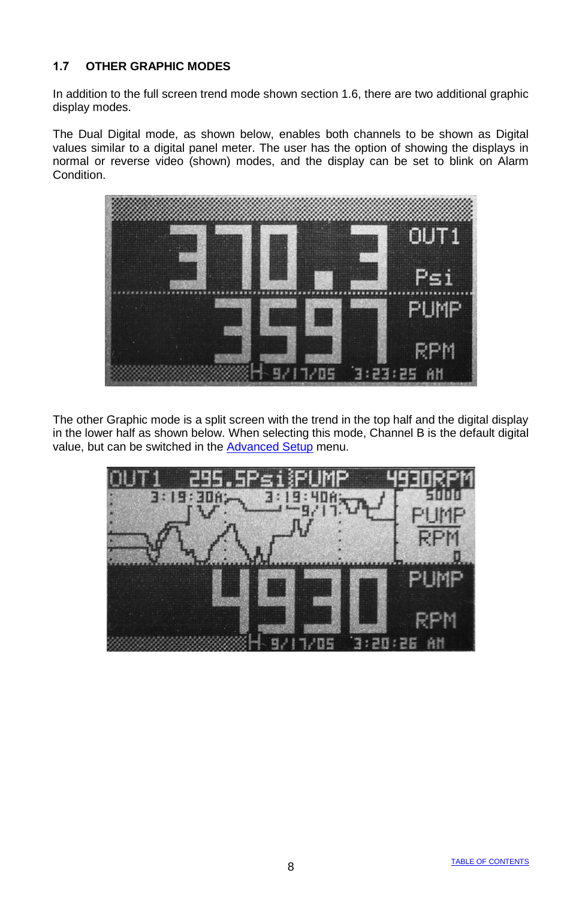## 1.7 OTHER GRAPHIC MODES

In addition to the full screen trend mode shown section 1.6, there are two additional graphic display modes.

The Dual Digital mode, as shown below, enables both channels to be shown as Digital values similar to a digital panel meter. The user has the option of showing the displays in normal or reverse video (shown) modes, and the display can be set to blink on Alarm Condition.

The other Graphic mode is a split screen with the trend in the top half and the digital display in the lower half as shown below. When selecting this mode, Channel B is the default digital value, but can be switched in the Advanced Setup menu.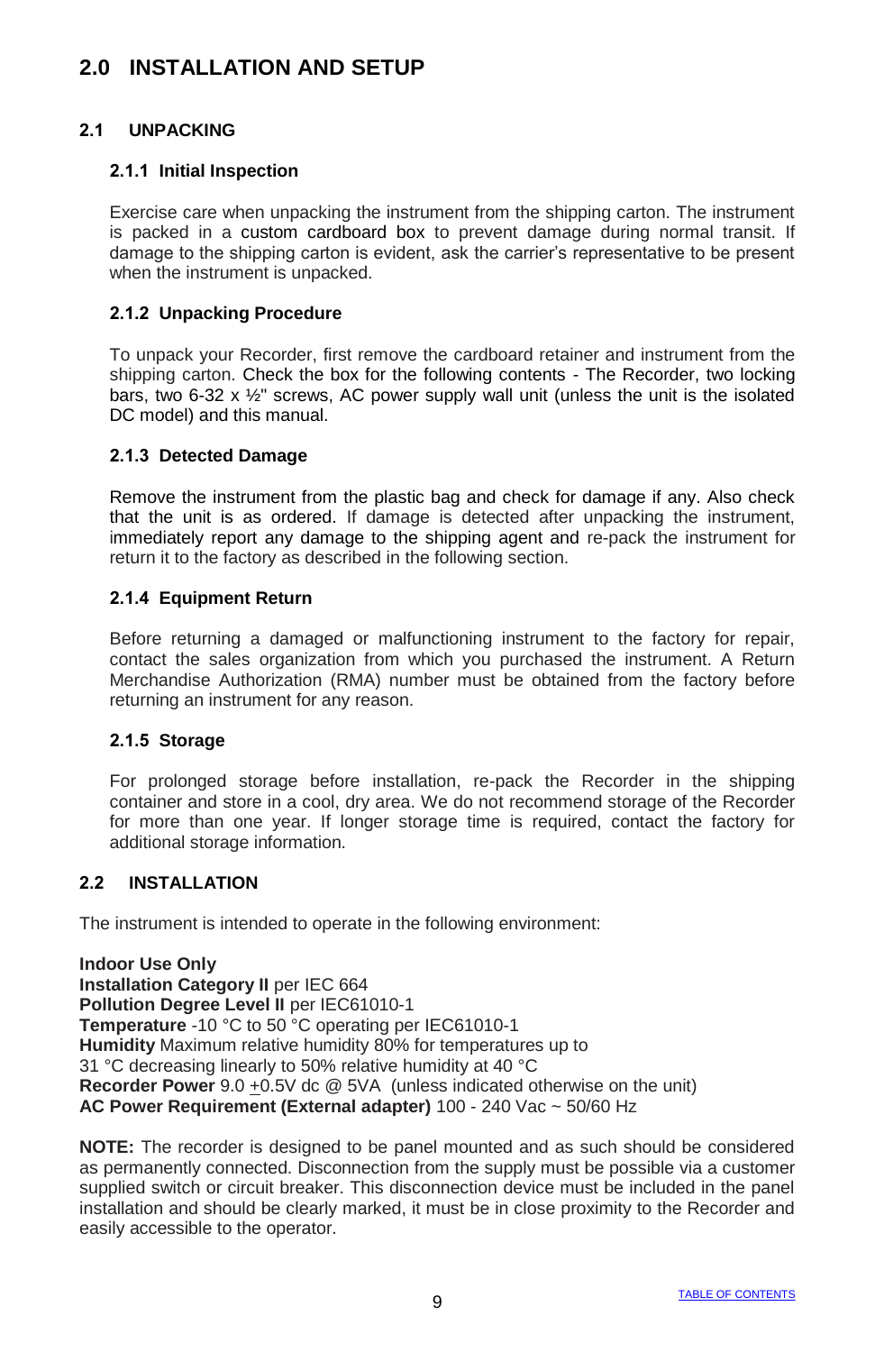# 2.0 INSTALLATION AND SETUP

## 2.1 UNPACKING

### 2.1.1 Initial Inspection

Exercise care when unpacking the instrument from the shipping carton. The instrument is packed in a custom cardboard box to prevent damage during normal transit. If damage to the shipping carton is evident, ask the carrier's representative to be present when the instrument is unpacked.

### 2.1.2 Unpacking Procedure

To unpack your Recorder, first remove the cardboard retainer and instrument from the shipping carton. Check the box for the following contents - The Recorder, two locking bars, two 6-32 x ½" screws, AC power supply wall unit (unless the unit is the isolated DC model) and this manual.

### 2.1.3 Detected Damage

Remove the instrument from the plastic bag and check for damage if any. Also check that the unit is as ordered. If damage is detected after unpacking the instrument, immediately report any damage to the shipping agent and re-pack the instrument for return it to the factory as described in the following section.

### 2.1.4 Equipment Return

Before returning a damaged or malfunctioning instrument to the factory for repair, contact the sales organization from which you purchased the instrument. A Return Merchandise Authorization (RMA) number must be obtained from the factory before returning an instrument for any reason.

### 2.1.5 Storage

For prolonged storage before installation, re-pack the Recorder in the shipping container and store in a cool, dry area. We do not recommend storage of the Recorder for more than one year. If longer storage time is required, contact the factory for additional storage information.

## 2.2 INSTALLATION

The instrument is intended to operate in the following environment:

**Indoor Use Only**
**Installation Category II** per IEC 664
**Pollution Degree Level II** per IEC61010-1
**Temperature** -10 °C to 50 °C operating per IEC61010-1
**Humidity** Maximum relative humidity 80% for temperatures up to 31 °C decreasing linearly to 50% relative humidity at 40 °C
**Recorder Power** 9.0 ±0.5V dc @ 5VA (unless indicated otherwise on the unit)
**AC Power Requirement (External adapter)** 100 - 240 Vac ~ 50/60 Hz

**NOTE:** The recorder is designed to be panel mounted and as such should be considered as permanently connected. Disconnection from the supply must be possible via a customer supplied switch or circuit breaker. This disconnection device must be included in the panel installation and should be clearly marked, it must be in close proximity to the Recorder and easily accessible to the operator.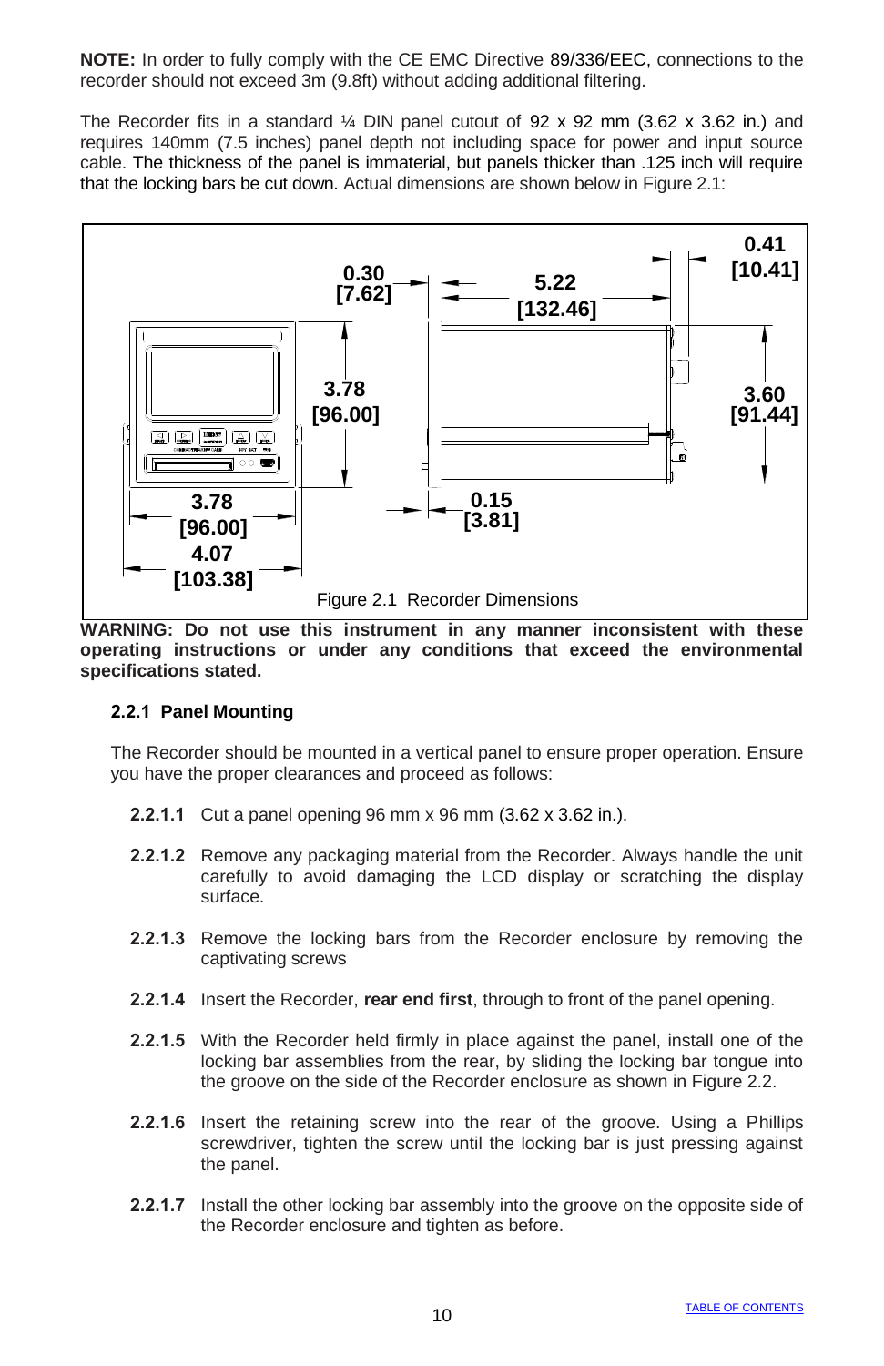**NOTE:** In order to fully comply with the CE EMC Directive 89/336/EEC, connections to the recorder should not exceed 3m (9.8ft) without adding additional filtering.

The Recorder fits in a standard ¼ DIN panel cutout of 92 x 92 mm (3.62 x 3.62 in.) and requires 140mm (7.5 inches) panel depth not including space for power and input source cable. The thickness of the panel is immaterial, but panels thicker than .125 inch will require that the locking bars be cut down. Actual dimensions are shown below in Figure 2.1:

Figure 2.1 Recorder Dimensions

**WARNING: Do not use this instrument in any manner inconsistent with these operating instructions or under any conditions that exceed the environmental specifications stated.**

### 2.2.1 Panel Mounting

The Recorder should be mounted in a vertical panel to ensure proper operation. Ensure you have the proper clearances and proceed as follows:

**2.2.1.1** Cut a panel opening 96 mm x 96 mm (3.62 x 3.62 in.).

**2.2.1.2** Remove any packaging material from the Recorder. Always handle the unit carefully to avoid damaging the LCD display or scratching the display surface.

**2.2.1.3** Remove the locking bars from the Recorder enclosure by removing the captivating screws

**2.2.1.4** Insert the Recorder, **rear end first**, through to front of the panel opening.

**2.2.1.5** With the Recorder held firmly in place against the panel, install one of the locking bar assemblies from the rear, by sliding the locking bar tongue into the groove on the side of the Recorder enclosure as shown in Figure 2.2.

**2.2.1.6** Insert the retaining screw into the rear of the groove. Using a Phillips screwdriver, tighten the screw until the locking bar is just pressing against the panel.

**2.2.1.7** Install the other locking bar assembly into the groove on the opposite side of the Recorder enclosure and tighten as before.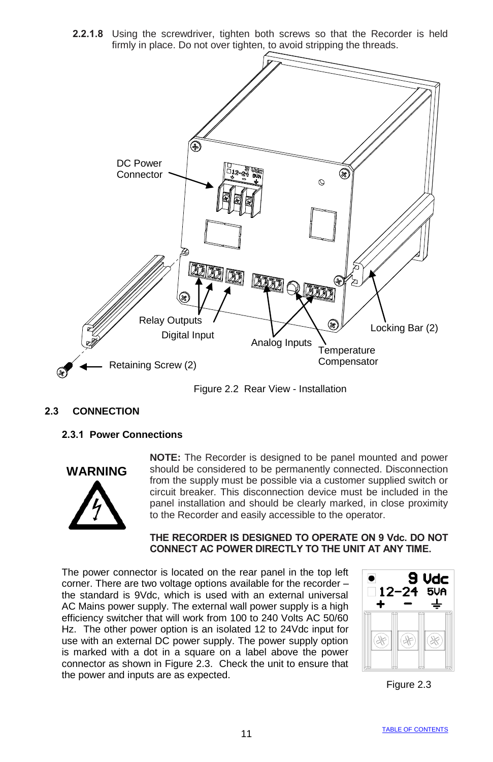**2.2.1.8** Using the screwdriver, tighten both screws so that the Recorder is held firmly in place. Do not over tighten, to avoid stripping the threads.

Figure 2.2 Rear View - Installation

## 2.3 CONNECTION

### 2.3.1 Power Connections

**WARNING**

**NOTE:** The Recorder is designed to be panel mounted and power should be considered to be permanently connected. Disconnection from the supply must be possible via a customer supplied switch or circuit breaker. This disconnection device must be included in the panel installation and should be clearly marked, in close proximity to the Recorder and easily accessible to the operator.

**THE RECORDER IS DESIGNED TO OPERATE ON 9 Vdc. DO NOT CONNECT AC POWER DIRECTLY TO THE UNIT AT ANY TIME.**

The power connector is located on the rear panel in the top left corner. There are two voltage options available for the recorder – the standard is 9Vdc, which is used with an external universal AC Mains power supply. The external wall power supply is a high efficiency switcher that will work from 100 to 240 Volts AC 50/60 Hz. The other power option is an isolated 12 to 24Vdc input for use with an external DC power supply. The power supply option is marked with a dot in a square on a label above the power connector as shown in Figure 2.3. Check the unit to ensure that the power and inputs are as expected.

Figure 2.3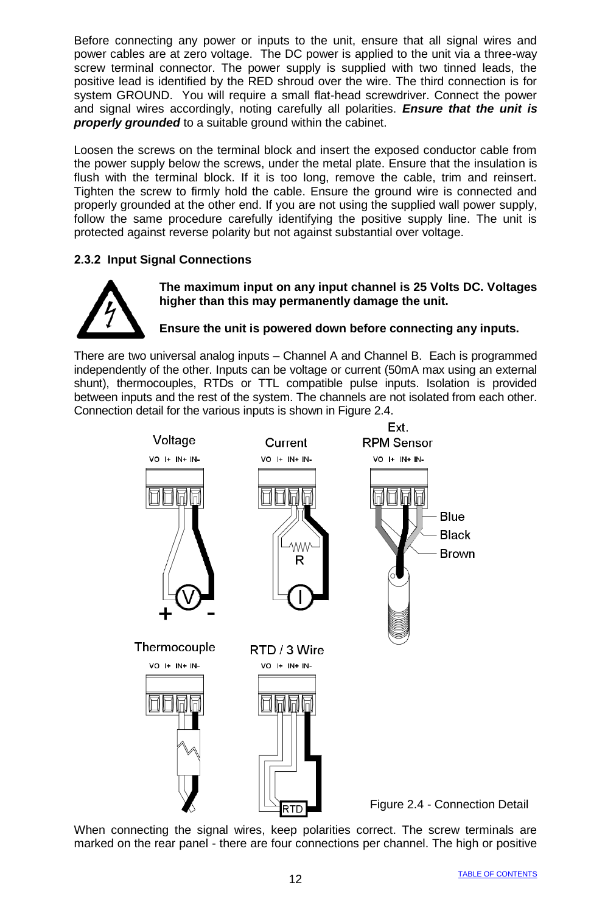Before connecting any power or inputs to the unit, ensure that all signal wires and power cables are at zero voltage. The DC power is applied to the unit via a three-way screw terminal connector. The power supply is supplied with two tinned leads, the positive lead is identified by the RED shroud over the wire. The third connection is for system GROUND. You will require a small flat-head screwdriver. Connect the power and signal wires accordingly, noting carefully all polarities. ***Ensure that the unit is properly grounded*** to a suitable ground within the cabinet.

Loosen the screws on the terminal block and insert the exposed conductor cable from the power supply below the screws, under the metal plate. Ensure that the insulation is flush with the terminal block. If it is too long, remove the cable, trim and reinsert. Tighten the screw to firmly hold the cable. Ensure the ground wire is connected and properly grounded at the other end. If you are not using the supplied wall power supply, follow the same procedure carefully identifying the positive supply line. The unit is protected against reverse polarity but not against substantial over voltage.

### 2.3.2 Input Signal Connections

**The maximum input on any input channel is 25 Volts DC. Voltages higher than this may permanently damage the unit.**

**Ensure the unit is powered down before connecting any inputs.**

There are two universal analog inputs – Channel A and Channel B. Each is programmed independently of the other. Inputs can be voltage or current (50mA max using an external shunt), thermocouples, RTDs or TTL compatible pulse inputs. Isolation is provided between inputs and the rest of the system. The channels are not isolated from each other. Connection detail for the various inputs is shown in Figure 2.4.

Figure 2.4 - Connection Detail

When connecting the signal wires, keep polarities correct. The screw terminals are marked on the rear panel - there are four connections per channel. The high or positive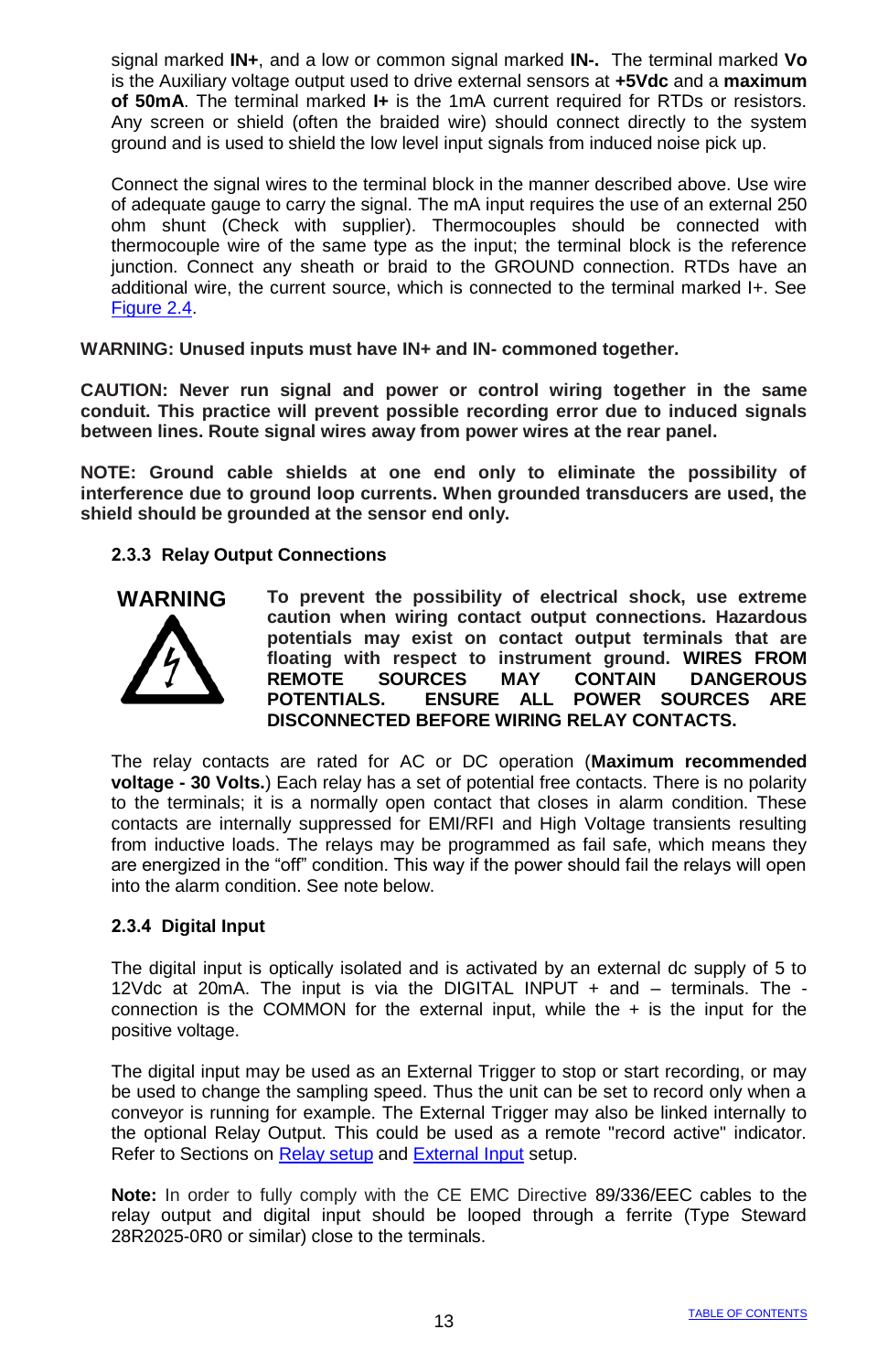signal marked **IN+**, and a low or common signal marked **IN-.** The terminal marked **Vo** is the Auxiliary voltage output used to drive external sensors at **+5Vdc** and a **maximum of 50mA**. The terminal marked **I+** is the 1mA current required for RTDs or resistors. Any screen or shield (often the braided wire) should connect directly to the system ground and is used to shield the low level input signals from induced noise pick up.

Connect the signal wires to the terminal block in the manner described above. Use wire of adequate gauge to carry the signal. The mA input requires the use of an external 250 ohm shunt (Check with supplier). Thermocouples should be connected with thermocouple wire of the same type as the input; the terminal block is the reference junction. Connect any sheath or braid to the GROUND connection. RTDs have an additional wire, the current source, which is connected to the terminal marked I+. See Figure 2.4.

**WARNING: Unused inputs must have IN+ and IN- commoned together.**

**CAUTION: Never run signal and power or control wiring together in the same conduit. This practice will prevent possible recording error due to induced signals between lines. Route signal wires away from power wires at the rear panel.**

**NOTE: Ground cable shields at one end only to eliminate the possibility of interference due to ground loop currents. When grounded transducers are used, the shield should be grounded at the sensor end only.**

### 2.3.3 Relay Output Connections

**WARNING**

**To prevent the possibility of electrical shock, use extreme caution when wiring contact output connections. Hazardous potentials may exist on contact output terminals that are floating with respect to instrument ground. WIRES FROM REMOTE SOURCES MAY CONTAIN DANGEROUS POTENTIALS. ENSURE ALL POWER SOURCES ARE DISCONNECTED BEFORE WIRING RELAY CONTACTS.**

The relay contacts are rated for AC or DC operation (**Maximum recommended voltage - 30 Volts.**) Each relay has a set of potential free contacts. There is no polarity to the terminals; it is a normally open contact that closes in alarm condition. These contacts are internally suppressed for EMI/RFI and High Voltage transients resulting from inductive loads. The relays may be programmed as fail safe, which means they are energized in the "off" condition. This way if the power should fail the relays will open into the alarm condition. See note below.

### 2.3.4 Digital Input

The digital input is optically isolated and is activated by an external dc supply of 5 to 12Vdc at 20mA. The input is via the DIGITAL INPUT + and – terminals. The - connection is the COMMON for the external input, while the + is the input for the positive voltage.

The digital input may be used as an External Trigger to stop or start recording, or may be used to change the sampling speed. Thus the unit can be set to record only when a conveyor is running for example. The External Trigger may also be linked internally to the optional Relay Output. This could be used as a remote "record active" indicator. Refer to Sections on Relay setup and External Input setup.

**Note:** In order to fully comply with the CE EMC Directive 89/336/EEC cables to the relay output and digital input should be looped through a ferrite (Type Steward 28R2025-0R0 or similar) close to the terminals.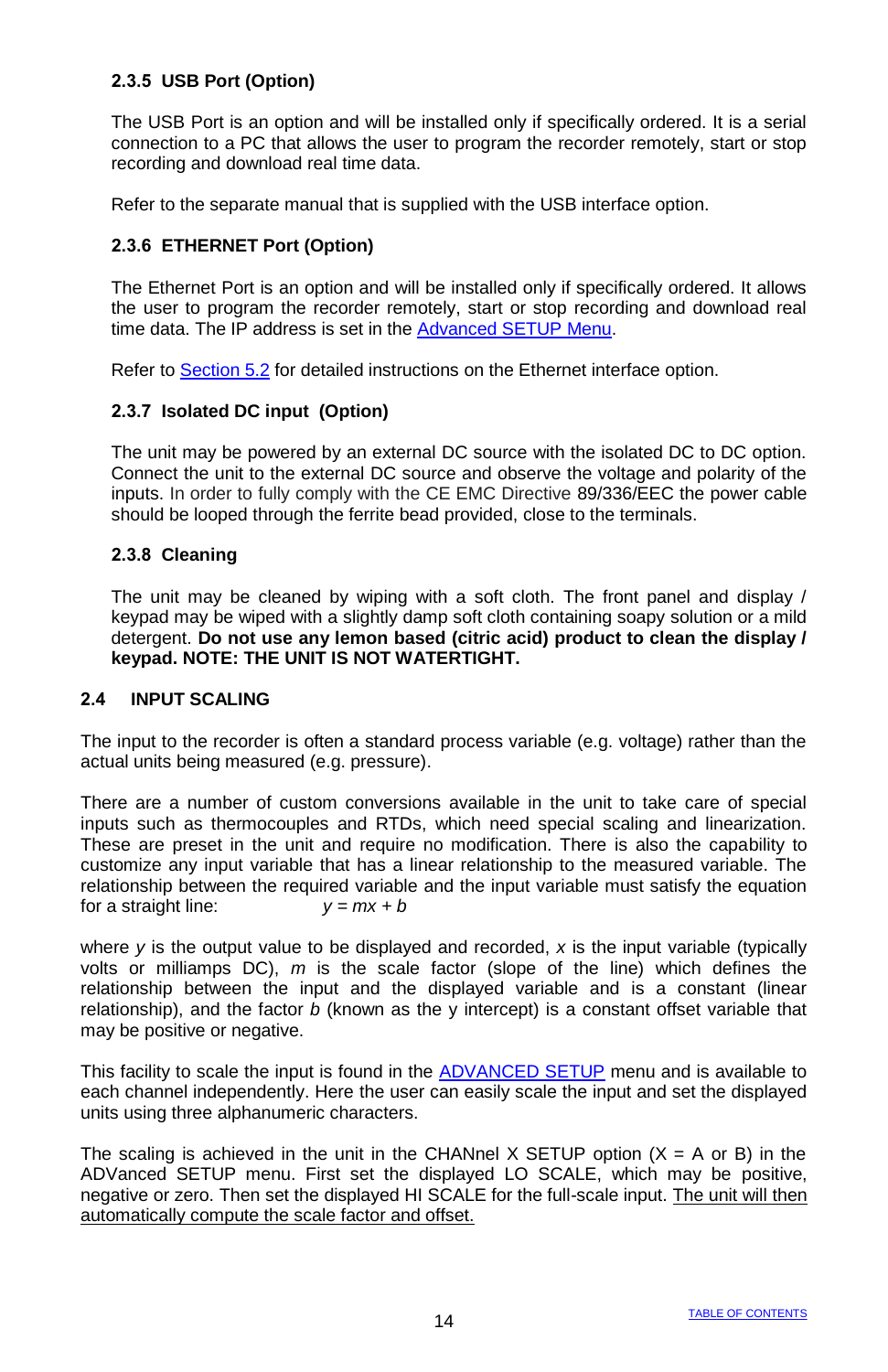### 2.3.5 USB Port (Option)

The USB Port is an option and will be installed only if specifically ordered. It is a serial connection to a PC that allows the user to program the recorder remotely, start or stop recording and download real time data.

Refer to the separate manual that is supplied with the USB interface option.

### 2.3.6 ETHERNET Port (Option)

The Ethernet Port is an option and will be installed only if specifically ordered. It allows the user to program the recorder remotely, start or stop recording and download real time data. The IP address is set in the Advanced SETUP Menu.

Refer to Section 5.2 for detailed instructions on the Ethernet interface option.

### 2.3.7 Isolated DC input (Option)

The unit may be powered by an external DC source with the isolated DC to DC option. Connect the unit to the external DC source and observe the voltage and polarity of the inputs. In order to fully comply with the CE EMC Directive 89/336/EEC the power cable should be looped through the ferrite bead provided, close to the terminals.

### 2.3.8 Cleaning

The unit may be cleaned by wiping with a soft cloth. The front panel and display / keypad may be wiped with a slightly damp soft cloth containing soapy solution or a mild detergent. **Do not use any lemon based (citric acid) product to clean the display / keypad. NOTE: THE UNIT IS NOT WATERTIGHT.**

## 2.4 INPUT SCALING

The input to the recorder is often a standard process variable (e.g. voltage) rather than the actual units being measured (e.g. pressure).

There are a number of custom conversions available in the unit to take care of special inputs such as thermocouples and RTDs, which need special scaling and linearization. These are preset in the unit and require no modification. There is also the capability to customize any input variable that has a linear relationship to the measured variable. The relationship between the required variable and the input variable must satisfy the equation for a straight line: $y = mx + b$

where $y$ is the output value to be displayed and recorded, $x$ is the input variable (typically volts or milliamps DC), $m$ is the scale factor (slope of the line) which defines the relationship between the input and the displayed variable and is a constant (linear relationship), and the factor $b$ (known as the y intercept) is a constant offset variable that may be positive or negative.

This facility to scale the input is found in the ADVANCED SETUP menu and is available to each channel independently. Here the user can easily scale the input and set the displayed units using three alphanumeric characters.

The scaling is achieved in the unit in the CHANnel X SETUP option (X = A or B) in the ADVanced SETUP menu. First set the displayed LO SCALE, which may be positive, negative or zero. Then set the displayed HI SCALE for the full-scale input. The unit will then automatically compute the scale factor and offset.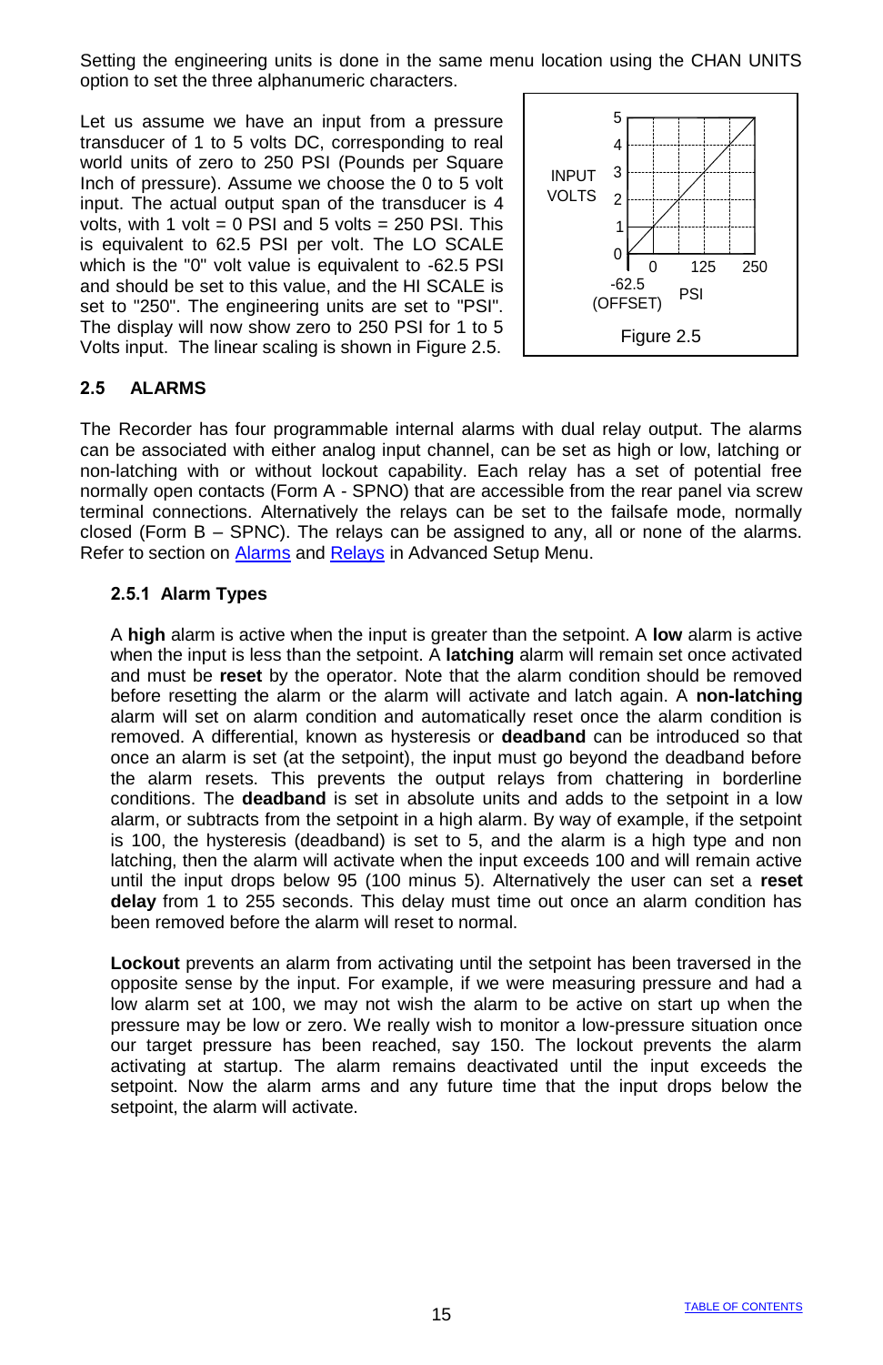Setting the engineering units is done in the same menu location using the CHAN UNITS option to set the three alphanumeric characters.

Let us assume we have an input from a pressure transducer of 1 to 5 volts DC, corresponding to real world units of zero to 250 PSI (Pounds per Square Inch of pressure). Assume we choose the 0 to 5 volt input. The actual output span of the transducer is 4 volts, with 1 volt = 0 PSI and 5 volts = 250 PSI. This is equivalent to 62.5 PSI per volt. The LO SCALE which is the "0" volt value is equivalent to -62.5 PSI and should be set to this value, and the HI SCALE is set to "250". The engineering units are set to "PSI". The display will now show zero to 250 PSI for 1 to 5 Volts input. The linear scaling is shown in Figure 2.5.

Figure 2.5

## 2.5 ALARMS

The Recorder has four programmable internal alarms with dual relay output. The alarms can be associated with either analog input channel, can be set as high or low, latching or non-latching with or without lockout capability. Each relay has a set of potential free normally open contacts (Form A - SPNO) that are accessible from the rear panel via screw terminal connections. Alternatively the relays can be set to the failsafe mode, normally closed (Form B – SPNC). The relays can be assigned to any, all or none of the alarms. Refer to section on Alarms and Relays in Advanced Setup Menu.

### 2.5.1 Alarm Types

A **high** alarm is active when the input is greater than the setpoint. A **low** alarm is active when the input is less than the setpoint. A **latching** alarm will remain set once activated and must be **reset** by the operator. Note that the alarm condition should be removed before resetting the alarm or the alarm will activate and latch again. A **non-latching** alarm will set on alarm condition and automatically reset once the alarm condition is removed. A differential, known as hysteresis or **deadband** can be introduced so that once an alarm is set (at the setpoint), the input must go beyond the deadband before the alarm resets. This prevents the output relays from chattering in borderline conditions. The **deadband** is set in absolute units and adds to the setpoint in a low alarm, or subtracts from the setpoint in a high alarm. By way of example, if the setpoint is 100, the hysteresis (deadband) is set to 5, and the alarm is a high type and non latching, then the alarm will activate when the input exceeds 100 and will remain active until the input drops below 95 (100 minus 5). Alternatively the user can set a **reset delay** from 1 to 255 seconds. This delay must time out once an alarm condition has been removed before the alarm will reset to normal.

**Lockout** prevents an alarm from activating until the setpoint has been traversed in the opposite sense by the input. For example, if we were measuring pressure and had a low alarm set at 100, we may not wish the alarm to be active on start up when the pressure may be low or zero. We really wish to monitor a low-pressure situation once our target pressure has been reached, say 150. The lockout prevents the alarm activating at startup. The alarm remains deactivated until the input exceeds the setpoint. Now the alarm arms and any future time that the input drops below the setpoint, the alarm will activate.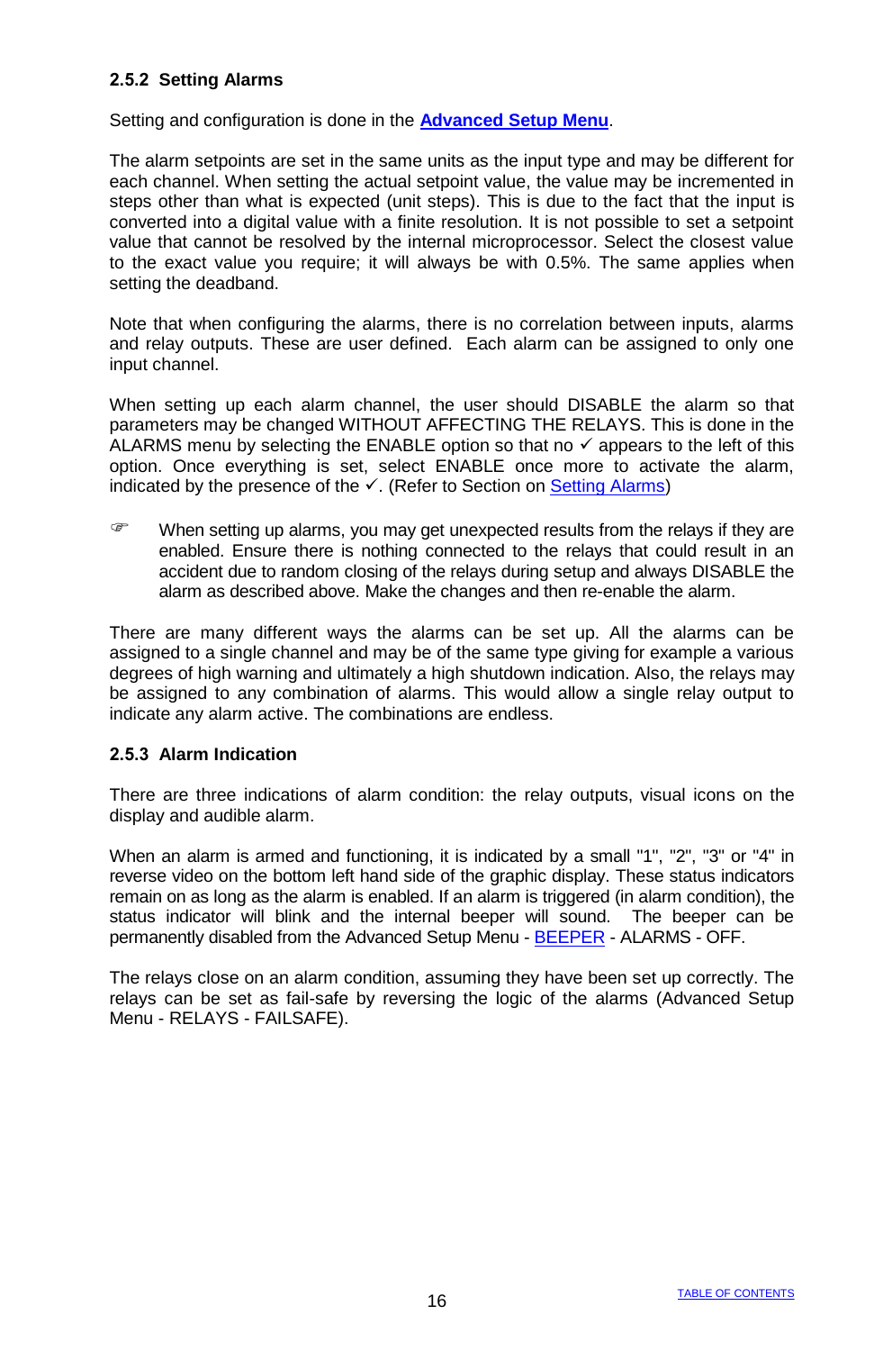### 2.5.2 Setting Alarms

Setting and configuration is done in the **Advanced Setup Menu**.

The alarm setpoints are set in the same units as the input type and may be different for each channel. When setting the actual setpoint value, the value may be incremented in steps other than what is expected (unit steps). This is due to the fact that the input is converted into a digital value with a finite resolution. It is not possible to set a setpoint value that cannot be resolved by the internal microprocessor. Select the closest value to the exact value you require; it will always be with 0.5%. The same applies when setting the deadband.

Note that when configuring the alarms, there is no correlation between inputs, alarms and relay outputs. These are user defined. Each alarm can be assigned to only one input channel.

When setting up each alarm channel, the user should DISABLE the alarm so that parameters may be changed WITHOUT AFFECTING THE RELAYS. This is done in the ALARMS menu by selecting the ENABLE option so that no ✓ appears to the left of this option. Once everything is set, select ENABLE once more to activate the alarm, indicated by the presence of the ✓. (Refer to Section on Setting Alarms)

☞ When setting up alarms, you may get unexpected results from the relays if they are enabled. Ensure there is nothing connected to the relays that could result in an accident due to random closing of the relays during setup and always DISABLE the alarm as described above. Make the changes and then re-enable the alarm.

There are many different ways the alarms can be set up. All the alarms can be assigned to a single channel and may be of the same type giving for example a various degrees of high warning and ultimately a high shutdown indication. Also, the relays may be assigned to any combination of alarms. This would allow a single relay output to indicate any alarm active. The combinations are endless.

### 2.5.3 Alarm Indication

There are three indications of alarm condition: the relay outputs, visual icons on the display and audible alarm.

When an alarm is armed and functioning, it is indicated by a small "1", "2", "3" or "4" in reverse video on the bottom left hand side of the graphic display. These status indicators remain on as long as the alarm is enabled. If an alarm is triggered (in alarm condition), the status indicator will blink and the internal beeper will sound. The beeper can be permanently disabled from the Advanced Setup Menu - BEEPER - ALARMS - OFF.

The relays close on an alarm condition, assuming they have been set up correctly. The relays can be set as fail-safe by reversing the logic of the alarms (Advanced Setup Menu - RELAYS - FAILSAFE).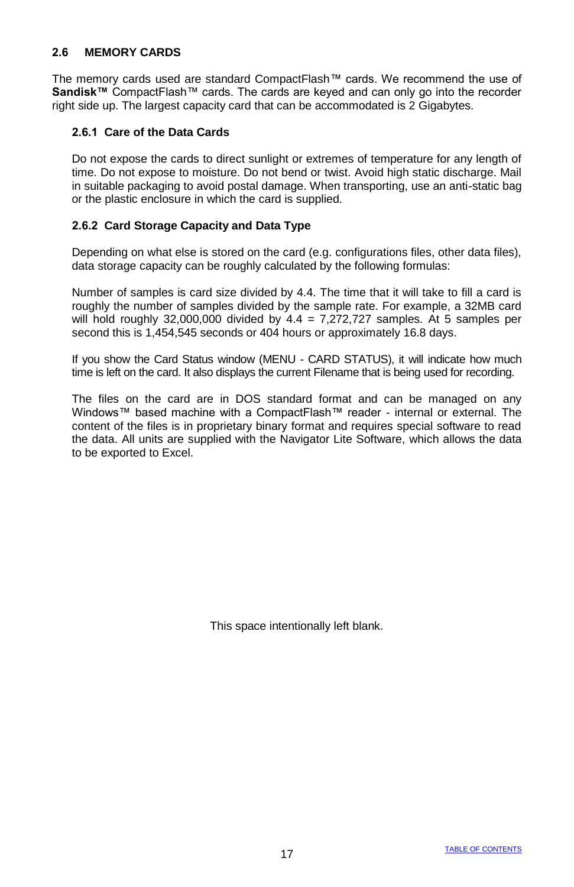## 2.6 MEMORY CARDS

The memory cards used are standard CompactFlash™ cards. We recommend the use of **Sandisk™** CompactFlash™ cards. The cards are keyed and can only go into the recorder right side up. The largest capacity card that can be accommodated is 2 Gigabytes.

### 2.6.1 Care of the Data Cards

Do not expose the cards to direct sunlight or extremes of temperature for any length of time. Do not expose to moisture. Do not bend or twist. Avoid high static discharge. Mail in suitable packaging to avoid postal damage. When transporting, use an anti-static bag or the plastic enclosure in which the card is supplied.

### 2.6.2 Card Storage Capacity and Data Type

Depending on what else is stored on the card (e.g. configurations files, other data files), data storage capacity can be roughly calculated by the following formulas:

Number of samples is card size divided by 4.4. The time that it will take to fill a card is roughly the number of samples divided by the sample rate. For example, a 32MB card will hold roughly 32,000,000 divided by 4.4 = 7,272,727 samples. At 5 samples per second this is 1,454,545 seconds or 404 hours or approximately 16.8 days.

If you show the Card Status window (MENU - CARD STATUS), it will indicate how much time is left on the card. It also displays the current Filename that is being used for recording.

The files on the card are in DOS standard format and can be managed on any Windows™ based machine with a CompactFlash™ reader - internal or external. The content of the files is in proprietary binary format and requires special software to read the data. All units are supplied with the Navigator Lite Software, which allows the data to be exported to Excel.

This space intentionally left blank.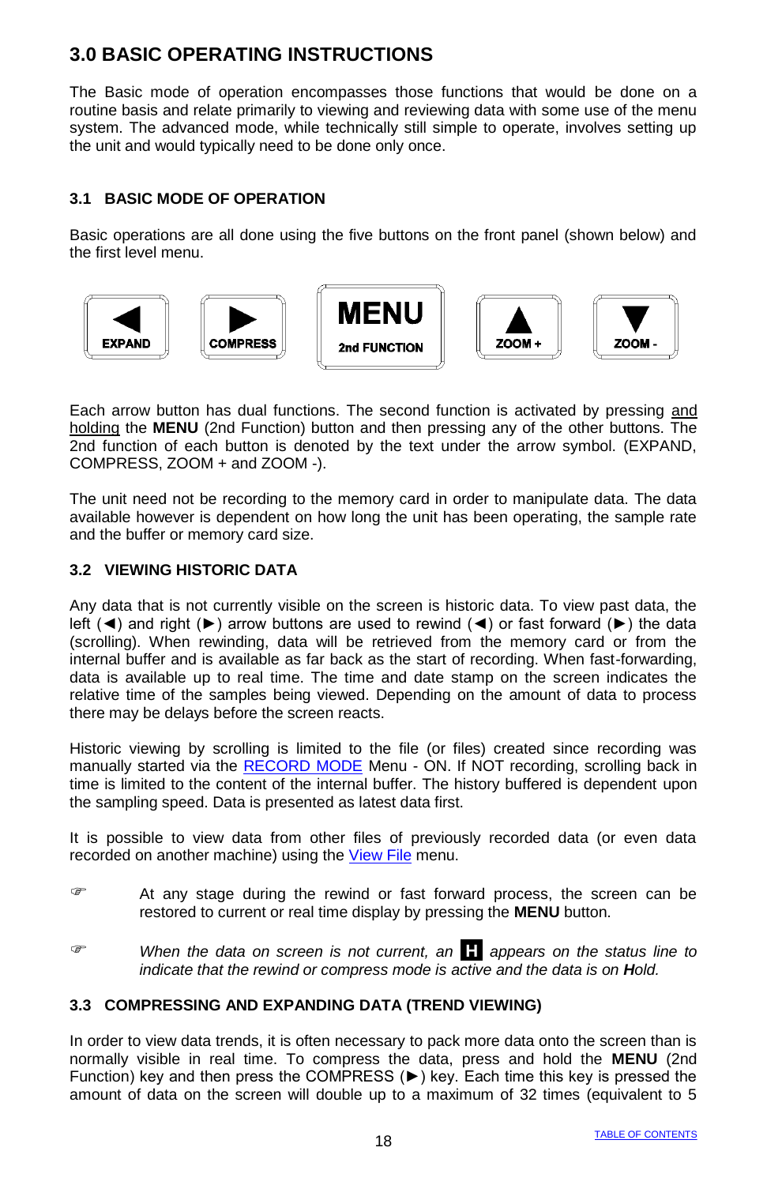## 3.0 BASIC OPERATING INSTRUCTIONS

The Basic mode of operation encompasses those functions that would be done on a routine basis and relate primarily to viewing and reviewing data with some use of the menu system. The advanced mode, while technically still simple to operate, involves setting up the unit and would typically need to be done only once.

### 3.1 BASIC MODE OF OPERATION

Basic operations are all done using the five buttons on the front panel (shown below) and the first level menu.

| ◄ EXPAND | ► COMPRESS | MENU 2nd FUNCTION | ▲ ZOOM + | ▼ ZOOM - |
|---|---|---|---|---|

Each arrow button has dual functions. The second function is activated by pressing and holding the **MENU** (2nd Function) button and then pressing any of the other buttons. The 2nd function of each button is denoted by the text under the arrow symbol. (EXPAND, COMPRESS, ZOOM + and ZOOM -).

The unit need not be recording to the memory card in order to manipulate data. The data available however is dependent on how long the unit has been operating, the sample rate and the buffer or memory card size.

### 3.2 VIEWING HISTORIC DATA

Any data that is not currently visible on the screen is historic data. To view past data, the left (◄) and right (►) arrow buttons are used to rewind (◄) or fast forward (►) the data (scrolling). When rewinding, data will be retrieved from the memory card or from the internal buffer and is available as far back as the start of recording. When fast-forwarding, data is available up to real time. The time and date stamp on the screen indicates the relative time of the samples being viewed. Depending on the amount of data to process there may be delays before the screen reacts.

Historic viewing by scrolling is limited to the file (or files) created since recording was manually started via the RECORD MODE Menu - ON. If NOT recording, scrolling back in time is limited to the content of the internal buffer. The history buffered is dependent upon the sampling speed. Data is presented as latest data first.

It is possible to view data from other files of previously recorded data (or even data recorded on another machine) using the View File menu.

☞ At any stage during the rewind or fast forward process, the screen can be restored to current or real time display by pressing the **MENU** button.

☞ *When the data on screen is not current, an* **H** *appears on the status line to indicate that the rewind or compress mode is active and the data is on* ***H****old.*

### 3.3 COMPRESSING AND EXPANDING DATA (TREND VIEWING)

In order to view data trends, it is often necessary to pack more data onto the screen than is normally visible in real time. To compress the data, press and hold the **MENU** (2nd Function) key and then press the COMPRESS (►) key. Each time this key is pressed the amount of data on the screen will double up to a maximum of 32 times (equivalent to 5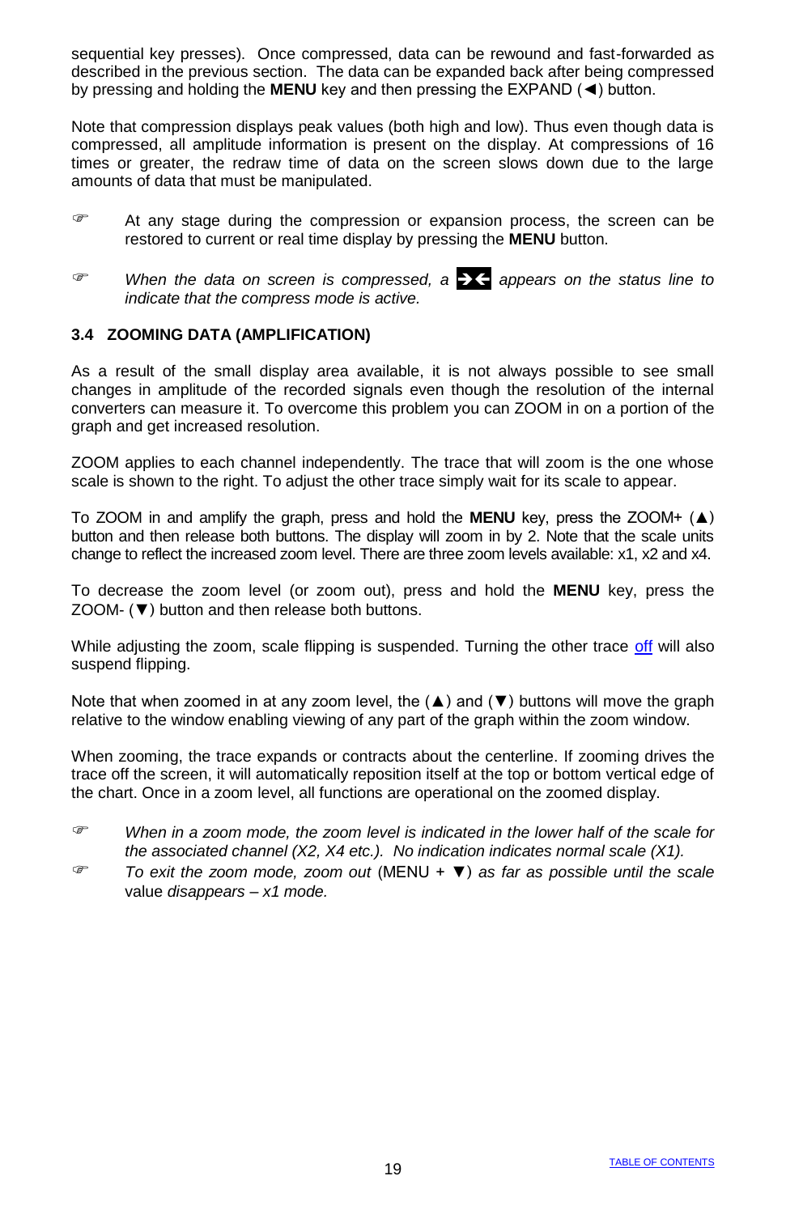sequential key presses). Once compressed, data can be rewound and fast-forwarded as described in the previous section. The data can be expanded back after being compressed by pressing and holding the **MENU** key and then pressing the EXPAND (◄) button.

Note that compression displays peak values (both high and low). Thus even though data is compressed, all amplitude information is present on the display. At compressions of 16 times or greater, the redraw time of data on the screen slows down due to the large amounts of data that must be manipulated.

☞ At any stage during the compression or expansion process, the screen can be restored to current or real time display by pressing the **MENU** button.

☞ *When the data on screen is compressed, a* ➔⬅ *appears on the status line to indicate that the compress mode is active.*

### 3.4 ZOOMING DATA (AMPLIFICATION)

As a result of the small display area available, it is not always possible to see small changes in amplitude of the recorded signals even though the resolution of the internal converters can measure it. To overcome this problem you can ZOOM in on a portion of the graph and get increased resolution.

ZOOM applies to each channel independently. The trace that will zoom is the one whose scale is shown to the right. To adjust the other trace simply wait for its scale to appear.

To ZOOM in and amplify the graph, press and hold the **MENU** key, press the ZOOM+ (▲) button and then release both buttons. The display will zoom in by 2. Note that the scale units change to reflect the increased zoom level. There are three zoom levels available: x1, x2 and x4.

To decrease the zoom level (or zoom out), press and hold the **MENU** key, press the ZOOM- (▼) button and then release both buttons.

While adjusting the zoom, scale flipping is suspended. Turning the other trace off will also suspend flipping.

Note that when zoomed in at any zoom level, the (▲) and (▼) buttons will move the graph relative to the window enabling viewing of any part of the graph within the zoom window.

When zooming, the trace expands or contracts about the centerline. If zooming drives the trace off the screen, it will automatically reposition itself at the top or bottom vertical edge of the chart. Once in a zoom level, all functions are operational on the zoomed display.

☞ *When in a zoom mode, the zoom level is indicated in the lower half of the scale for the associated channel (X2, X4 etc.). No indication indicates normal scale (X1).*

☞ *To exit the zoom mode, zoom out* (MENU + ▼) *as far as possible until the scale* value *disappears – x1 mode.*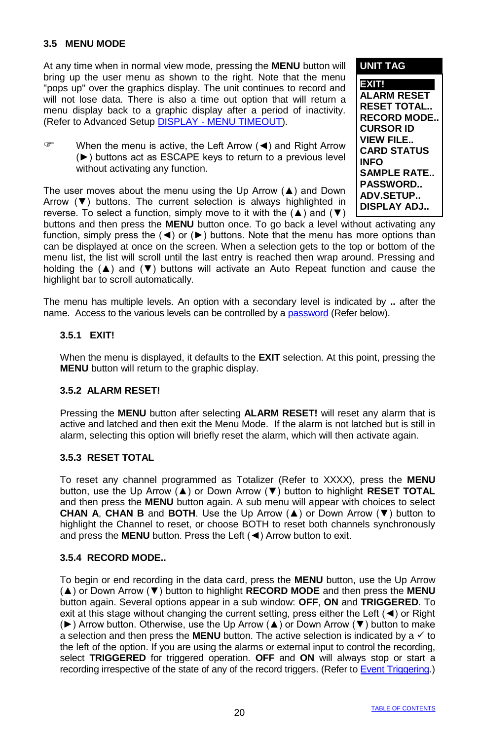## 3.5 MENU MODE

At any time when in normal view mode, pressing the **MENU** button will bring up the user menu as shown to the right. Note that the menu "pops up" over the graphics display. The unit continues to record and will not lose data. There is also a time out option that will return a menu display back to a graphic display after a period of inactivity. (Refer to Advanced Setup DISPLAY - MENU TIMEOUT).

| UNIT TAG |
|---|
| EXIT! |
| ALARM RESET |
| RESET TOTAL.. |
| RECORD MODE.. |
| CURSOR ID |
| VIEW FILE.. |
| CARD STATUS |
| INFO |
| SAMPLE RATE.. |
| PASSWORD.. |
| ADV.SETUP.. |
| DISPLAY ADJ.. |

☞ When the menu is active, the Left Arrow (◄) and Right Arrow (►) buttons act as ESCAPE keys to return to a previous level without activating any function.

The user moves about the menu using the Up Arrow (▲) and Down Arrow (▼) buttons. The current selection is always highlighted in reverse. To select a function, simply move to it with the (▲) and (▼) buttons and then press the **MENU** button once. To go back a level without activating any function, simply press the (◄) or (►) buttons. Note that the menu has more options than can be displayed at once on the screen. When a selection gets to the top or bottom of the menu list, the list will scroll until the last entry is reached then wrap around. Pressing and holding the (▲) and (▼) buttons will activate an Auto Repeat function and cause the highlight bar to scroll automatically.

The menu has multiple levels. An option with a secondary level is indicated by **..** after the name. Access to the various levels can be controlled by a password (Refer below).

### 3.5.1 EXIT!

When the menu is displayed, it defaults to the **EXIT** selection. At this point, pressing the **MENU** button will return to the graphic display.

### 3.5.2 ALARM RESET!

Pressing the **MENU** button after selecting **ALARM RESET!** will reset any alarm that is active and latched and then exit the Menu Mode. If the alarm is not latched but is still in alarm, selecting this option will briefly reset the alarm, which will then activate again.

### 3.5.3 RESET TOTAL

To reset any channel programmed as Totalizer (Refer to XXXX), press the **MENU** button, use the Up Arrow (▲) or Down Arrow (▼) button to highlight **RESET TOTAL** and then press the **MENU** button again. A sub menu will appear with choices to select **CHAN A**, **CHAN B** and **BOTH**. Use the Up Arrow (▲) or Down Arrow (▼) button to highlight the Channel to reset, or choose BOTH to reset both channels synchronously and press the **MENU** button. Press the Left (◄) Arrow button to exit.

### 3.5.4 RECORD MODE..

To begin or end recording in the data card, press the **MENU** button, use the Up Arrow (▲) or Down Arrow (▼) button to highlight **RECORD MODE** and then press the **MENU** button again. Several options appear in a sub window: **OFF**, **ON** and **TRIGGERED**. To exit at this stage without changing the current setting, press either the Left (◄) or Right (►) Arrow button. Otherwise, use the Up Arrow (▲) or Down Arrow (▼) button to make a selection and then press the **MENU** button. The active selection is indicated by a ✓ to the left of the option. If you are using the alarms or external input to control the recording, select **TRIGGERED** for triggered operation. **OFF** and **ON** will always stop or start a recording irrespective of the state of any of the record triggers. (Refer to Event Triggering.)

TABLE OF CONTENTS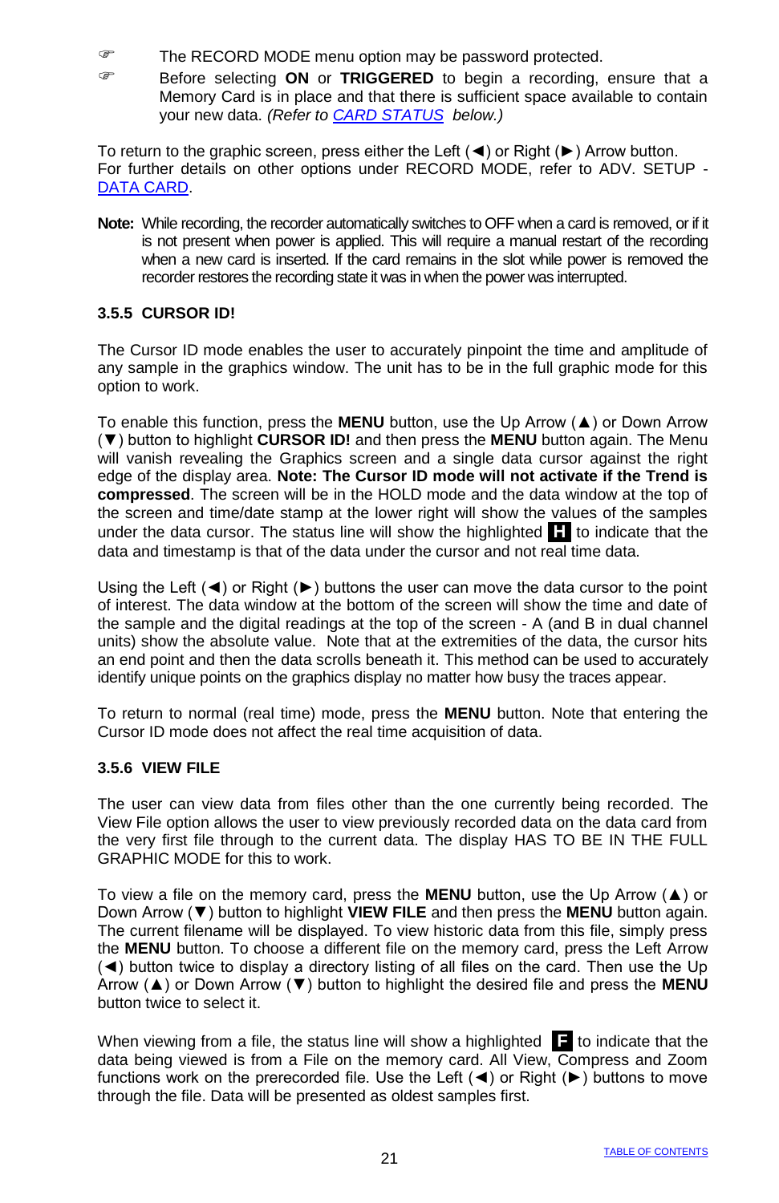☞ The RECORD MODE menu option may be password protected.

☞ Before selecting **ON** or **TRIGGERED** to begin a recording, ensure that a Memory Card is in place and that there is sufficient space available to contain your new data. *(Refer to* *CARD STATUS* *below.)*

To return to the graphic screen, press either the Left (◄) or Right (►) Arrow button. For further details on other options under RECORD MODE, refer to ADV. SETUP - DATA CARD.

**Note:** While recording, the recorder automatically switches to OFF when a card is removed, or if it is not present when power is applied. This will require a manual restart of the recording when a new card is inserted. If the card remains in the slot while power is removed the recorder restores the recording state it was in when the power was interrupted.

### 3.5.5 CURSOR ID!

The Cursor ID mode enables the user to accurately pinpoint the time and amplitude of any sample in the graphics window. The unit has to be in the full graphic mode for this option to work.

To enable this function, press the **MENU** button, use the Up Arrow (▲) or Down Arrow (▼) button to highlight **CURSOR ID!** and then press the **MENU** button again. The Menu will vanish revealing the Graphics screen and a single data cursor against the right edge of the display area. **Note: The Cursor ID mode will not activate if the Trend is compressed**. The screen will be in the HOLD mode and the data window at the top of the screen and time/date stamp at the lower right will show the values of the samples under the data cursor. The status line will show the highlighted **H** to indicate that the data and timestamp is that of the data under the cursor and not real time data.

Using the Left (◄) or Right (►) buttons the user can move the data cursor to the point of interest. The data window at the bottom of the screen will show the time and date of the sample and the digital readings at the top of the screen - A (and B in dual channel units) show the absolute value. Note that at the extremities of the data, the cursor hits an end point and then the data scrolls beneath it. This method can be used to accurately identify unique points on the graphics display no matter how busy the traces appear.

To return to normal (real time) mode, press the **MENU** button. Note that entering the Cursor ID mode does not affect the real time acquisition of data.

### 3.5.6 VIEW FILE

The user can view data from files other than the one currently being recorded. The View File option allows the user to view previously recorded data on the data card from the very first file through to the current data. The display HAS TO BE IN THE FULL GRAPHIC MODE for this to work.

To view a file on the memory card, press the **MENU** button, use the Up Arrow (▲) or Down Arrow (▼) button to highlight **VIEW FILE** and then press the **MENU** button again. The current filename will be displayed. To view historic data from this file, simply press the **MENU** button. To choose a different file on the memory card, press the Left Arrow (◄) button twice to display a directory listing of all files on the card. Then use the Up Arrow (▲) or Down Arrow (▼) button to highlight the desired file and press the **MENU** button twice to select it.

When viewing from a file, the status line will show a highlighted **F** to indicate that the data being viewed is from a File on the memory card. All View, Compress and Zoom functions work on the prerecorded file. Use the Left (◄) or Right (►) buttons to move through the file. Data will be presented as oldest samples first.

TABLE OF CONTENTS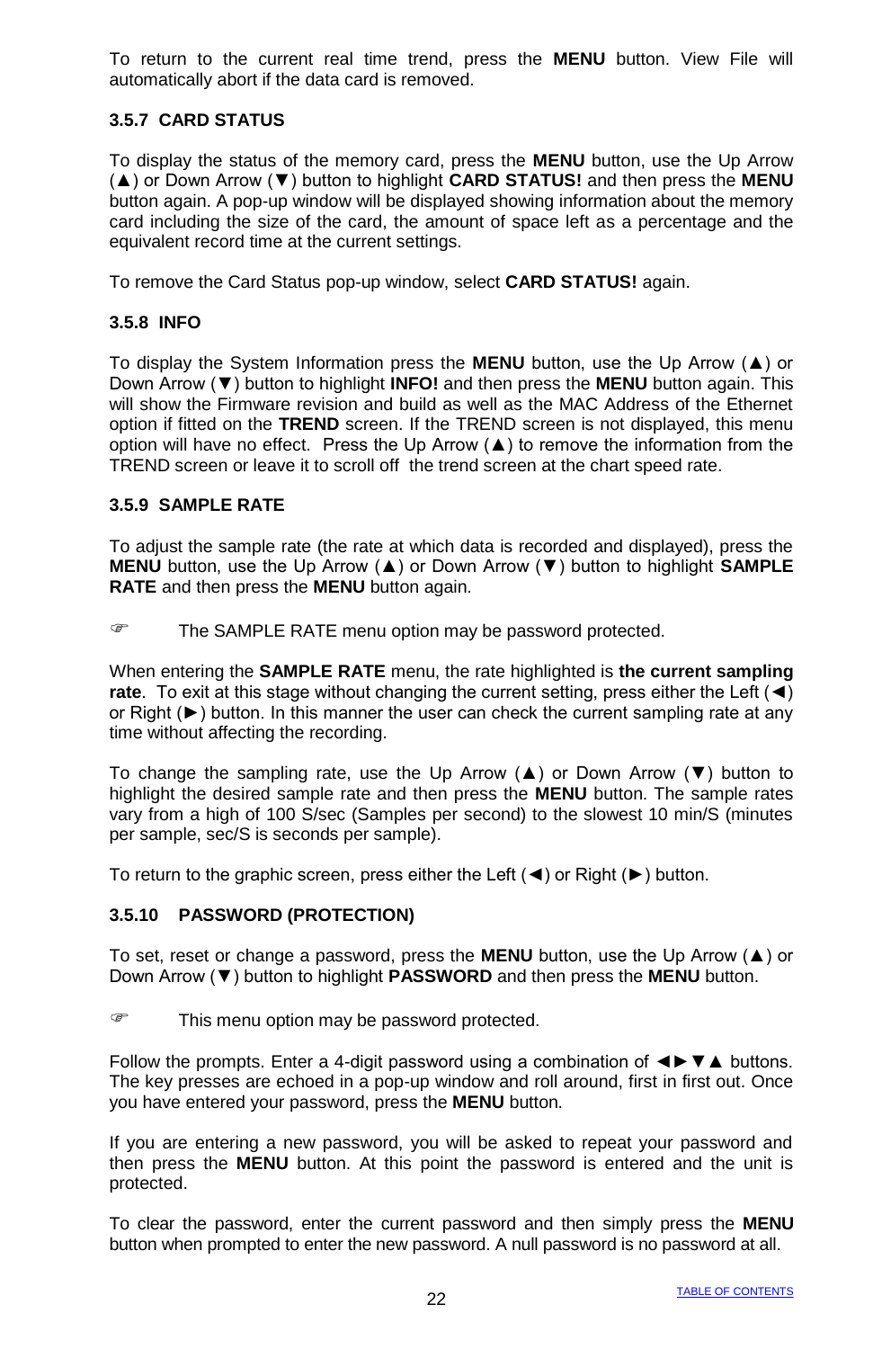To return to the current real time trend, press the **MENU** button. View File will automatically abort if the data card is removed.

### 3.5.7 CARD STATUS

To display the status of the memory card, press the **MENU** button, use the Up Arrow (▲) or Down Arrow (▼) button to highlight **CARD STATUS!** and then press the **MENU** button again. A pop-up window will be displayed showing information about the memory card including the size of the card, the amount of space left as a percentage and the equivalent record time at the current settings.

To remove the Card Status pop-up window, select **CARD STATUS!** again.

### 3.5.8 INFO

To display the System Information press the **MENU** button, use the Up Arrow (▲) or Down Arrow (▼) button to highlight **INFO!** and then press the **MENU** button again. This will show the Firmware revision and build as well as the MAC Address of the Ethernet option if fitted on the **TREND** screen. If the TREND screen is not displayed, this menu option will have no effect. Press the Up Arrow (▲) to remove the information from the TREND screen or leave it to scroll off the trend screen at the chart speed rate.

### 3.5.9 SAMPLE RATE

To adjust the sample rate (the rate at which data is recorded and displayed), press the **MENU** button, use the Up Arrow (▲) or Down Arrow (▼) button to highlight **SAMPLE RATE** and then press the **MENU** button again.

☞ The SAMPLE RATE menu option may be password protected.

When entering the **SAMPLE RATE** menu, the rate highlighted is **the current sampling rate**. To exit at this stage without changing the current setting, press either the Left (◄) or Right (►) button. In this manner the user can check the current sampling rate at any time without affecting the recording.

To change the sampling rate, use the Up Arrow (▲) or Down Arrow (▼) button to highlight the desired sample rate and then press the **MENU** button. The sample rates vary from a high of 100 S/sec (Samples per second) to the slowest 10 min/S (minutes per sample, sec/S is seconds per sample).

To return to the graphic screen, press either the Left (◄) or Right (►) button.

### 3.5.10 PASSWORD (PROTECTION)

To set, reset or change a password, press the **MENU** button, use the Up Arrow (▲) or Down Arrow (▼) button to highlight **PASSWORD** and then press the **MENU** button.

☞ This menu option may be password protected.

Follow the prompts. Enter a 4-digit password using a combination of ◄►▼▲ buttons. The key presses are echoed in a pop-up window and roll around, first in first out. Once you have entered your password, press the **MENU** button.

If you are entering a new password, you will be asked to repeat your password and then press the **MENU** button. At this point the password is entered and the unit is protected.

To clear the password, enter the current password and then simply press the **MENU** button when prompted to enter the new password. A null password is no password at all.

TABLE OF CONTENTS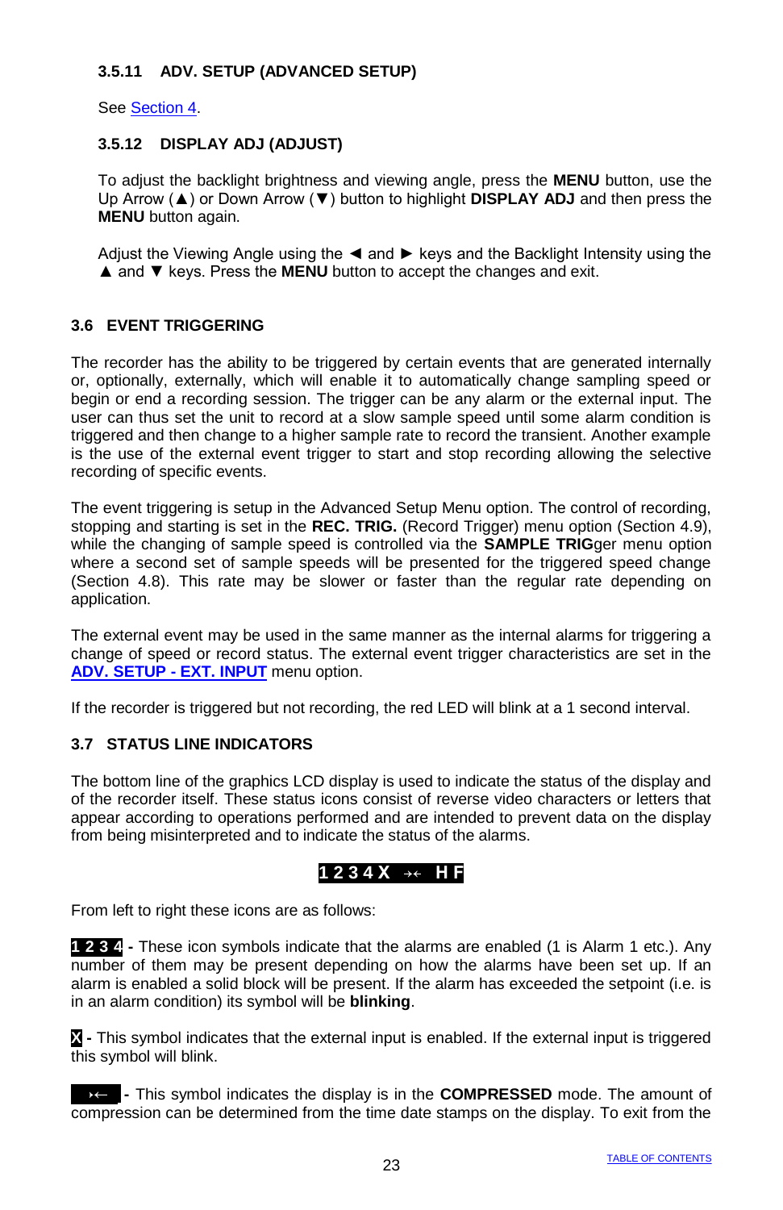### 3.5.11 ADV. SETUP (ADVANCED SETUP)

See Section 4.

### 3.5.12 DISPLAY ADJ (ADJUST)

To adjust the backlight brightness and viewing angle, press the **MENU** button, use the Up Arrow (▲) or Down Arrow (▼) button to highlight **DISPLAY ADJ** and then press the **MENU** button again.

Adjust the Viewing Angle using the ◄ and ► keys and the Backlight Intensity using the ▲ and ▼ keys. Press the **MENU** button to accept the changes and exit.

## 3.6 EVENT TRIGGERING

The recorder has the ability to be triggered by certain events that are generated internally or, optionally, externally, which will enable it to automatically change sampling speed or begin or end a recording session. The trigger can be any alarm or the external input. The user can thus set the unit to record at a slow sample speed until some alarm condition is triggered and then change to a higher sample rate to record the transient. Another example is the use of the external event trigger to start and stop recording allowing the selective recording of specific events.

The event triggering is setup in the Advanced Setup Menu option. The control of recording, stopping and starting is set in the **REC. TRIG.** (Record Trigger) menu option (Section 4.9), while the changing of sample speed is controlled via the **SAMPLE TRIG**ger menu option where a second set of sample speeds will be presented for the triggered speed change (Section 4.8). This rate may be slower or faster than the regular rate depending on application.

The external event may be used in the same manner as the internal alarms for triggering a change of speed or record status. The external event trigger characteristics are set in the **ADV. SETUP - EXT. INPUT** menu option.

If the recorder is triggered but not recording, the red LED will blink at a 1 second interval.

## 3.7 STATUS LINE INDICATORS

The bottom line of the graphics LCD display is used to indicate the status of the display and of the recorder itself. These status icons consist of reverse video characters or letters that appear according to operations performed and are intended to prevent data on the display from being misinterpreted and to indicate the status of the alarms.

**1 2 3 4 X ⇥⇤ H F**

From left to right these icons are as follows:

**1 2 3 4** - These icon symbols indicate that the alarms are enabled (1 is Alarm 1 etc.). Any number of them may be present depending on how the alarms have been set up. If an alarm is enabled a solid block will be present. If the alarm has exceeded the setpoint (i.e. is in an alarm condition) its symbol will be **blinking**.

**X** - This symbol indicates that the external input is enabled. If the external input is triggered this symbol will blink.

**⇥⇤** - This symbol indicates the display is in the **COMPRESSED** mode. The amount of compression can be determined from the time date stamps on the display. To exit from the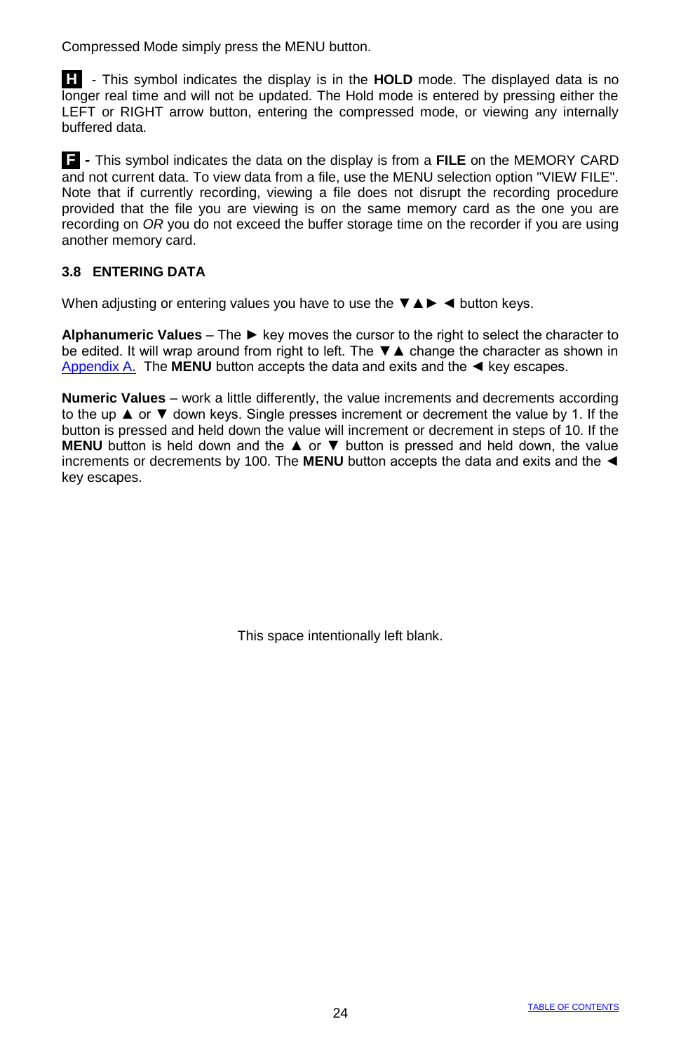Compressed Mode simply press the MENU button.

**H** - This symbol indicates the display is in the **HOLD** mode. The displayed data is no longer real time and will not be updated. The Hold mode is entered by pressing either the LEFT or RIGHT arrow button, entering the compressed mode, or viewing any internally buffered data.

**F** - This symbol indicates the data on the display is from a **FILE** on the MEMORY CARD and not current data. To view data from a file, use the MENU selection option "VIEW FILE". Note that if currently recording, viewing a file does not disrupt the recording procedure provided that the file you are viewing is on the same memory card as the one you are recording on *OR* you do not exceed the buffer storage time on the recorder if you are using another memory card.

### 3.8 ENTERING DATA

When adjusting or entering values you have to use the ▼▲► ◄ button keys.

**Alphanumeric Values** – The ► key moves the cursor to the right to select the character to be edited. It will wrap around from right to left. The ▼▲ change the character as shown in Appendix A. The **MENU** button accepts the data and exits and the ◄ key escapes.

**Numeric Values** – work a little differently, the value increments and decrements according to the up ▲ or ▼ down keys. Single presses increment or decrement the value by 1. If the button is pressed and held down the value will increment or decrement in steps of 10. If the **MENU** button is held down and the ▲ or ▼ button is pressed and held down, the value increments or decrements by 100. The **MENU** button accepts the data and exits and the ◄ key escapes.

This space intentionally left blank.

TABLE OF CONTENTS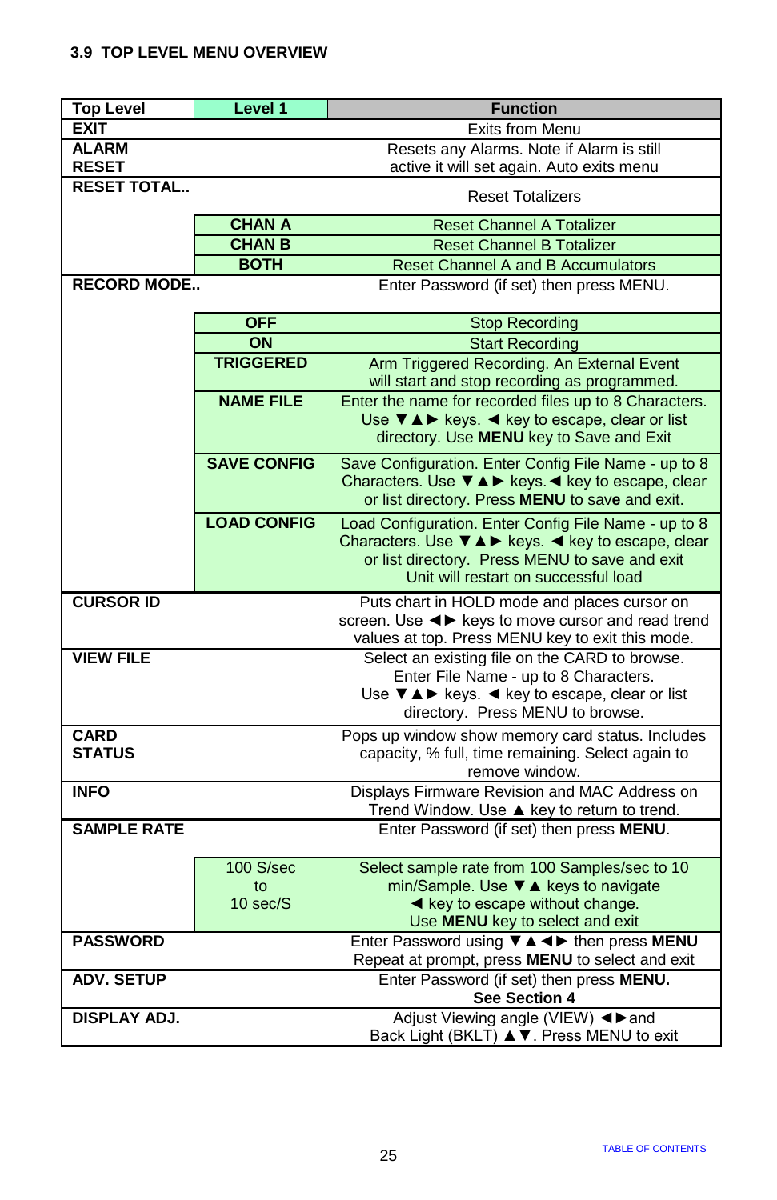### 3.9 TOP LEVEL MENU OVERVIEW

| Top Level | Level 1 | Function |
|---|---|---|
| **EXIT** | | Exits from Menu |
| **ALARM RESET** | | Resets any Alarms. Note if Alarm is still active it will set again. Auto exits menu |
| **RESET TOTAL..** | | Reset Totalizers |
| | **CHAN A** | Reset Channel A Totalizer |
| | **CHAN B** | Reset Channel B Totalizer |
| | **BOTH** | Reset Channel A and B Accumulators |
| **RECORD MODE..** | | Enter Password (if set) then press MENU. |
| | **OFF** | Stop Recording |
| | **ON** | Start Recording |
| | **TRIGGERED** | Arm Triggered Recording. An External Event will start and stop recording as programmed. |
| | **NAME FILE** | Enter the name for recorded files up to 8 Characters. Use ▼▲► keys. ◄ key to escape, clear or list directory. Use **MENU** key to Save and Exit |
| | **SAVE CONFIG** | Save Configuration. Enter Config File Name - up to 8 Characters. Use ▼▲► keys. ◄ key to escape, clear or list directory. Press **MENU** to sav**e** and exit. |
| | **LOAD CONFIG** | Load Configuration. Enter Config File Name - up to 8 Characters. Use ▼▲► keys. ◄ key to escape, clear or list directory. Press MENU to save and exit Unit will restart on successful load |
| **CURSOR ID** | | Puts chart in HOLD mode and places cursor on screen. Use ◄► keys to move cursor and read trend values at top. Press MENU key to exit this mode. |
| **VIEW FILE** | | Select an existing file on the CARD to browse. Enter File Name - up to 8 Characters. Use ▼▲► keys. ◄ key to escape, clear or list directory. Press MENU to browse. |
| **CARD STATUS** | | Pops up window show memory card status. Includes capacity, % full, time remaining. Select again to remove window. |
| **INFO** | | Displays Firmware Revision and MAC Address on Trend Window. Use ▲ key to return to trend. |
| **SAMPLE RATE** | | Enter Password (if set) then press **MENU**. |
| | 100 S/sec to 10 sec/S | Select sample rate from 100 Samples/sec to 10 min/Sample. Use ▼▲ keys to navigate ◄ key to escape without change. Use **MENU** key to select and exit |
| **PASSWORD** | | Enter Password using ▼▲◄► then press **MENU** Repeat at prompt, press **MENU** to select and exit |
| **ADV. SETUP** | | Enter Password (if set) then press **MENU.** **See Section 4** |
| **DISPLAY ADJ.** | | Adjust Viewing angle (VIEW) ◄►and Back Light (BKLT) ▲▼. Press MENU to exit |

TABLE OF CONTENTS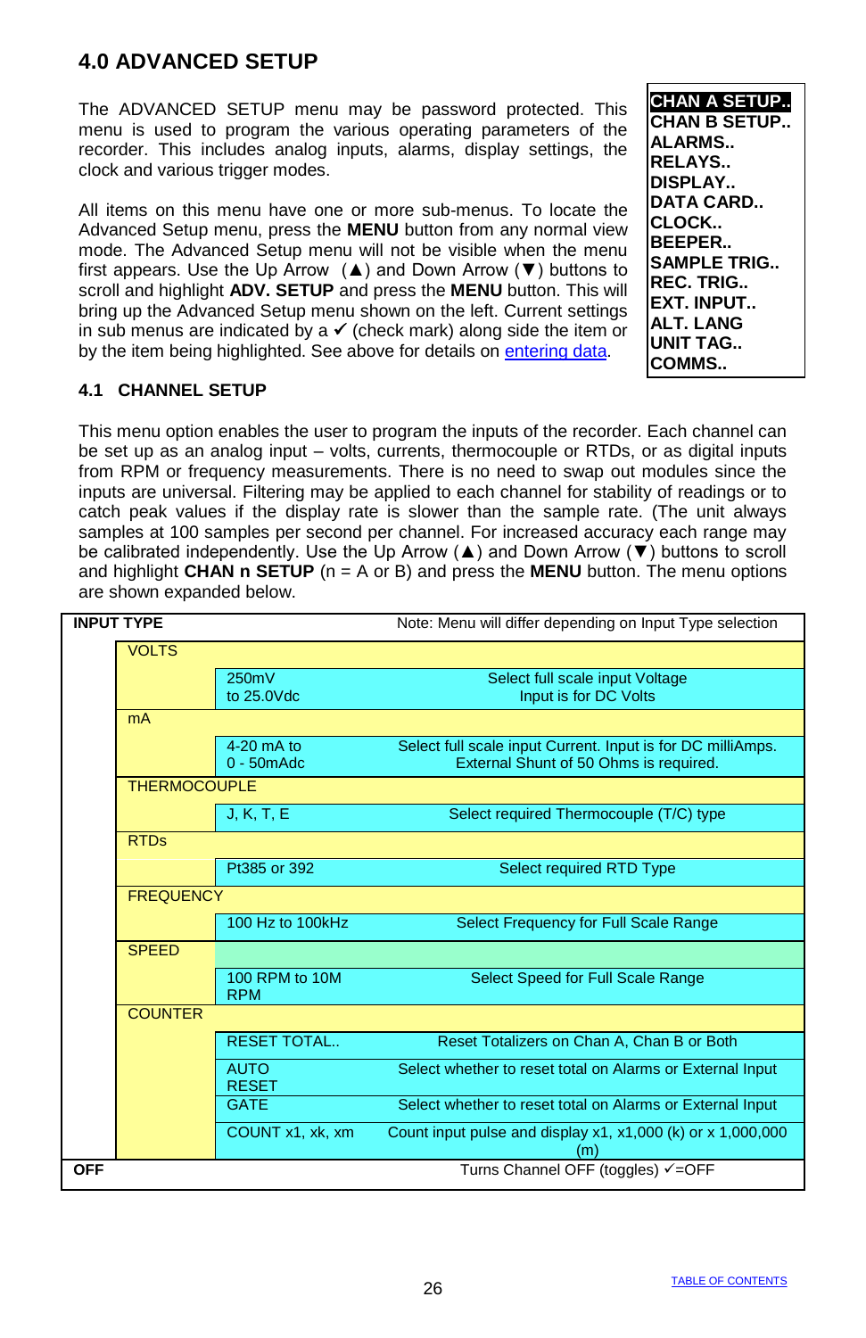## 4.0 ADVANCED SETUP

The ADVANCED SETUP menu may be password protected. This menu is used to program the various operating parameters of the recorder. This includes analog inputs, alarms, display settings, the clock and various trigger modes.

All items on this menu have one or more sub-menus. To locate the Advanced Setup menu, press the **MENU** button from any normal view mode. The Advanced Setup menu will not be visible when the menu first appears. Use the Up Arrow (▲) and Down Arrow (▼) buttons to scroll and highlight **ADV. SETUP** and press the **MENU** button. This will bring up the Advanced Setup menu shown on the left. Current settings in sub menus are indicated by a ✓ (check mark) along side the item or by the item being highlighted. See above for details on entering data.

**CHAN A SETUP..**
**CHAN B SETUP..**
**ALARMS..**
**RELAYS..**
**DISPLAY..**
**DATA CARD..**
**CLOCK..**
**BEEPER..**
**SAMPLE TRIG..**
**REC. TRIG..**
**EXT. INPUT..**
**ALT. LANG**
**UNIT TAG..**
**COMMS..**

### 4.1 CHANNEL SETUP

This menu option enables the user to program the inputs of the recorder. Each channel can be set up as an analog input – volts, currents, thermocouple or RTDs, or as digital inputs from RPM or frequency measurements. There is no need to swap out modules since the inputs are universal. Filtering may be applied to each channel for stability of readings or to catch peak values if the display rate is slower than the sample rate. (The unit always samples at 100 samples per second per channel. For increased accuracy each range may be calibrated independently. Use the Up Arrow (▲) and Down Arrow (▼) buttons to scroll and highlight **CHAN n SETUP** (n = A or B) and press the **MENU** button. The menu options are shown expanded below.

| **INPUT TYPE** | | | Note: Menu will differ depending on Input Type selection |
|---|---|---|---|
| | VOLTS | | |
| | | 250mV to 25.0Vdc | Select full scale input Voltage Input is for DC Volts |
| | mA | | |
| | | 4-20 mA to 0 - 50mAdc | Select full scale input Current. Input is for DC milliAmps. External Shunt of 50 Ohms is required. |
| | THERMOCOUPLE | | |
| | | J, K, T, E | Select required Thermocouple (T/C) type |
| | RTDs | | |
| | | Pt385 or 392 | Select required RTD Type |
| | FREQUENCY | | |
| | | 100 Hz to 100kHz | Select Frequency for Full Scale Range |
| | SPEED | | |
| | | 100 RPM to 10M RPM | Select Speed for Full Scale Range |
| | COUNTER | | |
| | | RESET TOTAL.. | Reset Totalizers on Chan A, Chan B or Both |
| | | AUTO RESET | Select whether to reset total on Alarms or External Input |
| | | GATE | Select whether to reset total on Alarms or External Input |
| | | COUNT x1, xk, xm | Count input pulse and display x1, x1,000 (k) or x 1,000,000 (m) |
| **OFF** | | | Turns Channel OFF (toggles) ✓=OFF |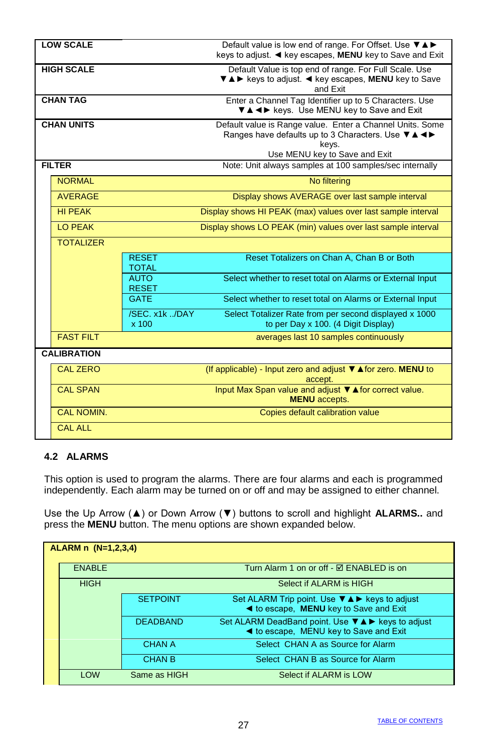| | | | |
|---|---|---|---|
| **LOW SCALE** | | | Default value is low end of range. For Offset. Use ▼▲► keys to adjust. ◄ key escapes, **MENU** key to Save and Exit |
| **HIGH SCALE** | | | Default Value is top end of range. For Full Scale. Use ▼▲► keys to adjust. ◄ key escapes, **MENU** key to Save and Exit |
| **CHAN TAG** | | | Enter a Channel Tag Identifier up to 5 Characters. Use ▼▲◄► keys. Use MENU key to Save and Exit |
| **CHAN UNITS** | | | Default value is Range value. Enter a Channel Units. Some Ranges have defaults up to 3 Characters. Use ▼▲◄► keys. Use MENU key to Save and Exit |
| **FILTER** | | | Note: Unit always samples at 100 samples/sec internally |
| | NORMAL | | No filtering |
| | AVERAGE | | Display shows AVERAGE over last sample interval |
| | HI PEAK | | Display shows HI PEAK (max) values over last sample interval |
| | LO PEAK | | Display shows LO PEAK (min) values over last sample interval |
| | TOTALIZER | | |
| | | RESET TOTAL | Reset Totalizers on Chan A, Chan B or Both |
| | | AUTO RESET | Select whether to reset total on Alarms or External Input |
| | | GATE | Select whether to reset total on Alarms or External Input |
| | | /SEC. x1k ../DAY x 100 | Select Totalizer Rate from per second displayed x 1000 to per Day x 100. (4 Digit Display) |
| | FAST FILT | | averages last 10 samples continuously |
| **CALIBRATION** | | | |
| | CAL ZERO | | (If applicable) - Input zero and adjust ▼▲for zero. **MENU** to accept. |
| | CAL SPAN | | Input Max Span value and adjust ▼▲for correct value. **MENU** accepts. |
| | CAL NOMIN. | | Copies default calibration value |
| | CAL ALL | | |

## 4.2 ALARMS

This option is used to program the alarms. There are four alarms and each is programmed independently. Each alarm may be turned on or off and may be assigned to either channel.

Use the Up Arrow (▲) or Down Arrow (▼) buttons to scroll and highlight **ALARMS..** and press the **MENU** button. The menu options are shown expanded below.

| | | | |
|---|---|---|---|
| **ALARM n (N=1,2,3,4)** | | | |
| | ENABLE | | Turn Alarm 1 on or off - ☑ ENABLED is on |
| | HIGH | | Select if ALARM is HIGH |
| | | SETPOINT | Set ALARM Trip point. Use ▼▲► keys to adjust ◄ to escape, **MENU** key to Save and Exit |
| | | DEADBAND | Set ALARM DeadBand point. Use ▼▲► keys to adjust ◄ to escape, MENU key to Save and Exit |
| | | CHAN A | Select CHAN A as Source for Alarm |
| | | CHAN B | Select CHAN B as Source for Alarm |
| | LOW | Same as HIGH | Select if ALARM is LOW |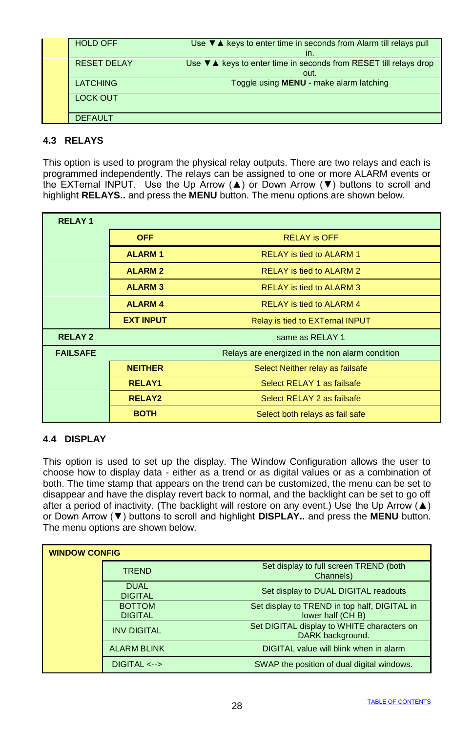| | | |
|---|---|---|
| | HOLD OFF | Use ▼▲ keys to enter time in seconds from Alarm till relays pull in. |
| | RESET DELAY | Use ▼▲ keys to enter time in seconds from RESET till relays drop out. |
| | LATCHING | Toggle using **MENU** - make alarm latching |
| | LOCK OUT | |
| | DEFAULT | |

## 4.3 RELAYS

This option is used to program the physical relay outputs. There are two relays and each is programmed independently. The relays can be assigned to one or more ALARM events or the EXTernal INPUT. Use the Up Arrow (▲) or Down Arrow (▼) buttons to scroll and highlight **RELAYS..** and press the **MENU** button. The menu options are shown below.

| | | |
|---|---|---|
| **RELAY 1** | | |
| | **OFF** | RELAY is OFF |
| | **ALARM 1** | RELAY is tied to ALARM 1 |
| | **ALARM 2** | RELAY is tied to ALARM 2 |
| | **ALARM 3** | RELAY is tied to ALARM 3 |
| | **ALARM 4** | RELAY is tied to ALARM 4 |
| | **EXT INPUT** | Relay is tied to EXTernal INPUT |
| **RELAY 2** | | same as RELAY 1 |
| **FAILSAFE** | | Relays are energized in the non alarm condition |
| | **NEITHER** | Select Neither relay as failsafe |
| | **RELAY1** | Select RELAY 1 as failsafe |
| | **RELAY2** | Select RELAY 2 as failsafe |
| | **BOTH** | Select both relays as fail safe |

## 4.4 DISPLAY

This option is used to set up the display. The Window Configuration allows the user to choose how to display data - either as a trend or as digital values or as a combination of both. The time stamp that appears on the trend can be customized, the menu can be set to disappear and have the display revert back to normal, and the backlight can be set to go off after a period of inactivity. (The backlight will restore on any event.) Use the Up Arrow (▲) or Down Arrow (▼) buttons to scroll and highlight **DISPLAY..** and press the **MENU** button. The menu options are shown below.

| | | |
|---|---|---|
| **WINDOW CONFIG** | | |
| | TREND | Set display to full screen TREND (both Channels) |
| | DUAL DIGITAL | Set display to DUAL DIGITAL readouts |
| | BOTTOM DIGITAL | Set display to TREND in top half, DIGITAL in lower half (CH B) |
| | INV DIGITAL | Set DIGITAL display to WHITE characters on DARK background. |
| | ALARM BLINK | DIGITAL value will blink when in alarm |
| | DIGITAL <--> | SWAP the position of dual digital windows. |

TABLE OF CONTENTS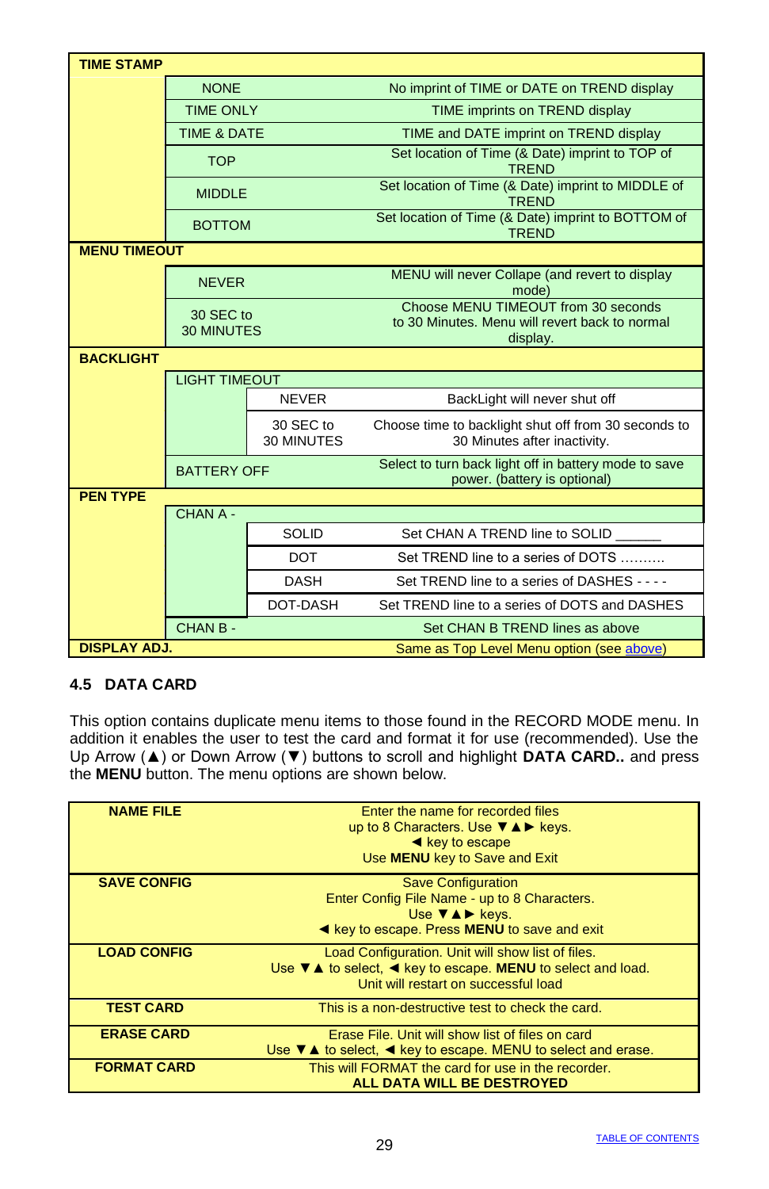| TIME STAMP | | | |
|---|---|---|---|
| | NONE | | No imprint of TIME or DATE on TREND display |
| | TIME ONLY | | TIME imprints on TREND display |
| | TIME & DATE | | TIME and DATE imprint on TREND display |
| | TOP | | Set location of Time (& Date) imprint to TOP of TREND |
| | MIDDLE | | Set location of Time (& Date) imprint to MIDDLE of TREND |
| | BOTTOM | | Set location of Time (& Date) imprint to BOTTOM of TREND |
| **MENU TIMEOUT** | | | |
| | NEVER | | MENU will never Collapse (and revert to display mode) |
| | 30 SEC to 30 MINUTES | | Choose MENU TIMEOUT from 30 seconds to 30 Minutes. Menu will revert back to normal display. |
| **BACKLIGHT** | | | |
| | LIGHT TIMEOUT | | |
| | | NEVER | BackLight will never shut off |
| | | 30 SEC to 30 MINUTES | Choose time to backlight shut off from 30 seconds to 30 Minutes after inactivity. |
| | BATTERY OFF | | Select to turn back light off in battery mode to save power. (battery is optional) |
| **PEN TYPE** | | | |
| | CHAN A - | | |
| | | SOLID | Set CHAN A TREND line to SOLID ______ |
| | | DOT | Set TREND line to a series of DOTS .......... |
| | | DASH | Set TREND line to a series of DASHES - - - - |
| | | DOT-DASH | Set TREND line to a series of DOTS and DASHES |
| | CHAN B - | | Set CHAN B TREND lines as above |
| **DISPLAY ADJ.** | | | Same as Top Level Menu option (see above) |

## 4.5 DATA CARD

This option contains duplicate menu items to those found in the RECORD MODE menu. In addition it enables the user to test the card and format it for use (recommended). Use the Up Arrow (▲) or Down Arrow (▼) buttons to scroll and highlight **DATA CARD..** and press the **MENU** button. The menu options are shown below.

| | |
|---|---|
| **NAME FILE** | Enter the name for recorded files up to 8 Characters. Use ▼▲► keys. ◄ key to escape Use **MENU** key to Save and Exit |
| **SAVE CONFIG** | Save Configuration Enter Config File Name - up to 8 Characters. Use ▼▲► keys. ◄ key to escape. Press **MENU** to save and exit |
| **LOAD CONFIG** | Load Configuration. Unit will show list of files. Use ▼▲ to select, ◄ key to escape. **MENU** to select and load. Unit will restart on successful load |
| **TEST CARD** | This is a non-destructive test to check the card. |
| **ERASE CARD** | Erase File. Unit will show list of files on card Use ▼▲ to select, ◄ key to escape. MENU to select and erase. |
| **FORMAT CARD** | This will FORMAT the card for use in the recorder. **ALL DATA WILL BE DESTROYED** |

TABLE OF CONTENTS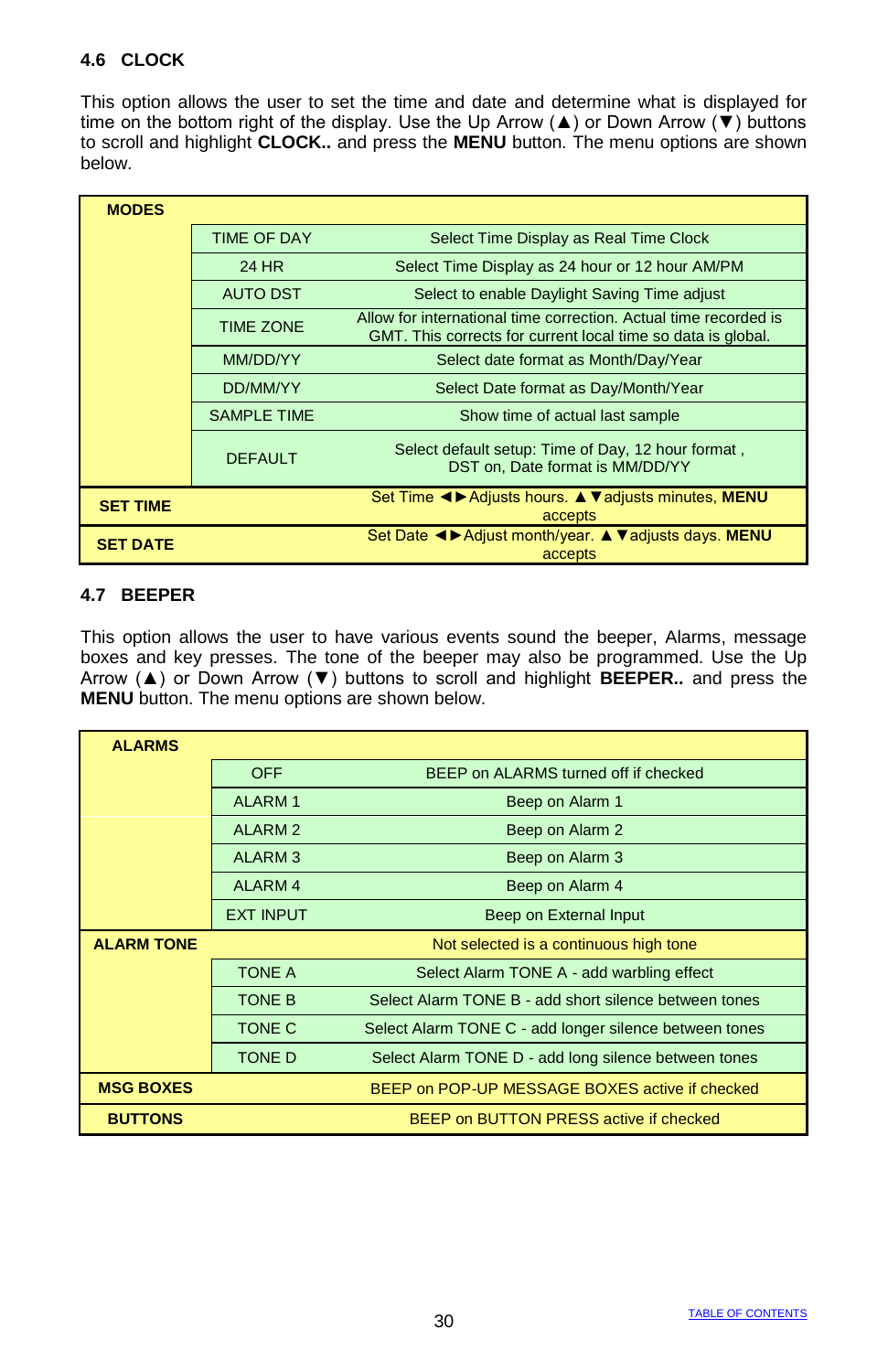### 4.6 CLOCK

This option allows the user to set the time and date and determine what is displayed for time on the bottom right of the display. Use the Up Arrow (▲) or Down Arrow (▼) buttons to scroll and highlight **CLOCK..** and press the **MENU** button. The menu options are shown below.

| **MODES** | | |
|---|---|---|
| | TIME OF DAY | Select Time Display as Real Time Clock |
| | 24 HR | Select Time Display as 24 hour or 12 hour AM/PM |
| | AUTO DST | Select to enable Daylight Saving Time adjust |
| | TIME ZONE | Allow for international time correction. Actual time recorded is GMT. This corrects for current local time so data is global. |
| | MM/DD/YY | Select date format as Month/Day/Year |
| | DD/MM/YY | Select Date format as Day/Month/Year |
| | SAMPLE TIME | Show time of actual last sample |
| | DEFAULT | Select default setup: Time of Day, 12 hour format , DST on, Date format is MM/DD/YY |
| **SET TIME** | | Set Time ◄►Adjusts hours. ▲▼adjusts minutes, **MENU** accepts |
| **SET DATE** | | Set Date ◄►Adjust month/year. ▲▼adjusts days. **MENU** accepts |

### 4.7 BEEPER

This option allows the user to have various events sound the beeper, Alarms, message boxes and key presses. The tone of the beeper may also be programmed. Use the Up Arrow (▲) or Down Arrow (▼) buttons to scroll and highlight **BEEPER..** and press the **MENU** button. The menu options are shown below.

| **ALARMS** | | |
|---|---|---|
| | OFF | BEEP on ALARMS turned off if checked |
| | ALARM 1 | Beep on Alarm 1 |
| | ALARM 2 | Beep on Alarm 2 |
| | ALARM 3 | Beep on Alarm 3 |
| | ALARM 4 | Beep on Alarm 4 |
| | EXT INPUT | Beep on External Input |
| **ALARM TONE** | | Not selected is a continuous high tone |
| | TONE A | Select Alarm TONE A - add warbling effect |
| | TONE B | Select Alarm TONE B - add short silence between tones |
| | TONE C | Select Alarm TONE C - add longer silence between tones |
| | TONE D | Select Alarm TONE D - add long silence between tones |
| **MSG BOXES** | | BEEP on POP-UP MESSAGE BOXES active if checked |
| **BUTTONS** | | BEEP on BUTTON PRESS active if checked |

TABLE OF CONTENTS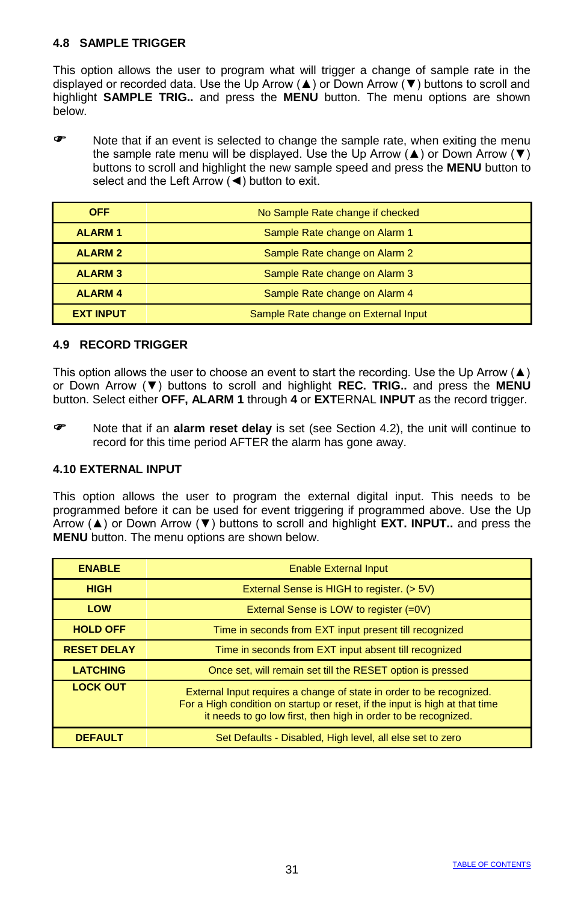### 4.8 SAMPLE TRIGGER

This option allows the user to program what will trigger a change of sample rate in the displayed or recorded data. Use the Up Arrow (▲) or Down Arrow (▼) buttons to scroll and highlight **SAMPLE TRIG..** and press the **MENU** button. The menu options are shown below.

☞ Note that if an event is selected to change the sample rate, when exiting the menu the sample rate menu will be displayed. Use the Up Arrow (▲) or Down Arrow (▼) buttons to scroll and highlight the new sample speed and press the **MENU** button to select and the Left Arrow (◄) button to exit.

| | |
|---|---|
| **OFF** | No Sample Rate change if checked |
| **ALARM 1** | Sample Rate change on Alarm 1 |
| **ALARM 2** | Sample Rate change on Alarm 2 |
| **ALARM 3** | Sample Rate change on Alarm 3 |
| **ALARM 4** | Sample Rate change on Alarm 4 |
| **EXT INPUT** | Sample Rate change on External Input |

### 4.9 RECORD TRIGGER

This option allows the user to choose an event to start the recording. Use the Up Arrow (▲) or Down Arrow (▼) buttons to scroll and highlight **REC. TRIG..** and press the **MENU** button. Select either **OFF, ALARM 1** through **4** or **EXT**ERNAL **INPUT** as the record trigger.

☞ Note that if an **alarm reset delay** is set (see Section 4.2), the unit will continue to record for this time period AFTER the alarm has gone away.

### 4.10 EXTERNAL INPUT

This option allows the user to program the external digital input. This needs to be programmed before it can be used for event triggering if programmed above. Use the Up Arrow (▲) or Down Arrow (▼) buttons to scroll and highlight **EXT. INPUT..** and press the **MENU** button. The menu options are shown below.

| | |
|---|---|
| **ENABLE** | Enable External Input |
| **HIGH** | External Sense is HIGH to register. (> 5V) |
| **LOW** | External Sense is LOW to register (=0V) |
| **HOLD OFF** | Time in seconds from EXT input present till recognized |
| **RESET DELAY** | Time in seconds from EXT input absent till recognized |
| **LATCHING** | Once set, will remain set till the RESET option is pressed |
| **LOCK OUT** | External Input requires a change of state in order to be recognized. For a High condition on startup or reset, if the input is high at that time it needs to go low first, then high in order to be recognized. |
| **DEFAULT** | Set Defaults - Disabled, High level, all else set to zero |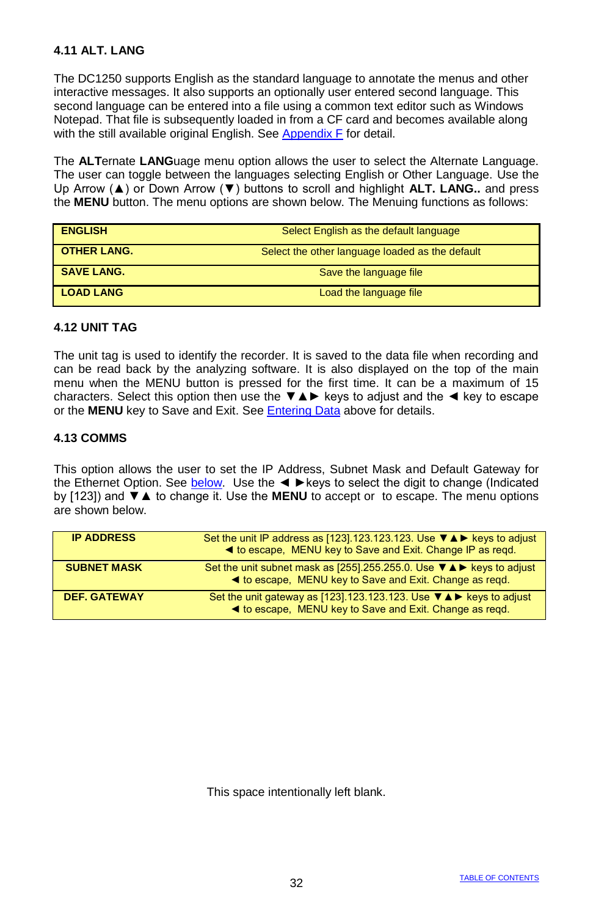### 4.11 ALT. LANG

The DC1250 supports English as the standard language to annotate the menus and other interactive messages. It also supports an optionally user entered second language. This second language can be entered into a file using a common text editor such as Windows Notepad. That file is subsequently loaded in from a CF card and becomes available along with the still available original English. See Appendix F for detail.

The **ALT**ernate **LANG**uage menu option allows the user to select the Alternate Language. The user can toggle between the languages selecting English or Other Language. Use the Up Arrow (▲) or Down Arrow (▼) buttons to scroll and highlight **ALT. LANG..** and press the **MENU** button. The menu options are shown below. The Menuing functions as follows:

| | |
|---|---|
| **ENGLISH** | Select English as the default language |
| **OTHER LANG.** | Select the other language loaded as the default |
| **SAVE LANG.** | Save the language file |
| **LOAD LANG** | Load the language file |

### 4.12 UNIT TAG

The unit tag is used to identify the recorder. It is saved to the data file when recording and can be read back by the analyzing software. It is also displayed on the top of the main menu when the MENU button is pressed for the first time. It can be a maximum of 15 characters. Select this option then use the ▼▲► keys to adjust and the ◄ key to escape or the **MENU** key to Save and Exit. See Entering Data above for details.

### 4.13 COMMS

This option allows the user to set the IP Address, Subnet Mask and Default Gateway for the Ethernet Option. See below. Use the ◄ ►keys to select the digit to change (Indicated by [123]) and ▼▲ to change it. Use the **MENU** to accept or to escape. The menu options are shown below.

| | |
|---|---|
| **IP ADDRESS** | Set the unit IP address as [123].123.123.123. Use ▼▲► keys to adjust ◄ to escape, MENU key to Save and Exit. Change IP as reqd. |
| **SUBNET MASK** | Set the unit subnet mask as [255].255.255.0. Use ▼▲► keys to adjust ◄ to escape, MENU key to Save and Exit. Change as reqd. |
| **DEF. GATEWAY** | Set the unit gateway as [123].123.123.123. Use ▼▲► keys to adjust ◄ to escape, MENU key to Save and Exit. Change as reqd. |

This space intentionally left blank.

TABLE OF CONTENTS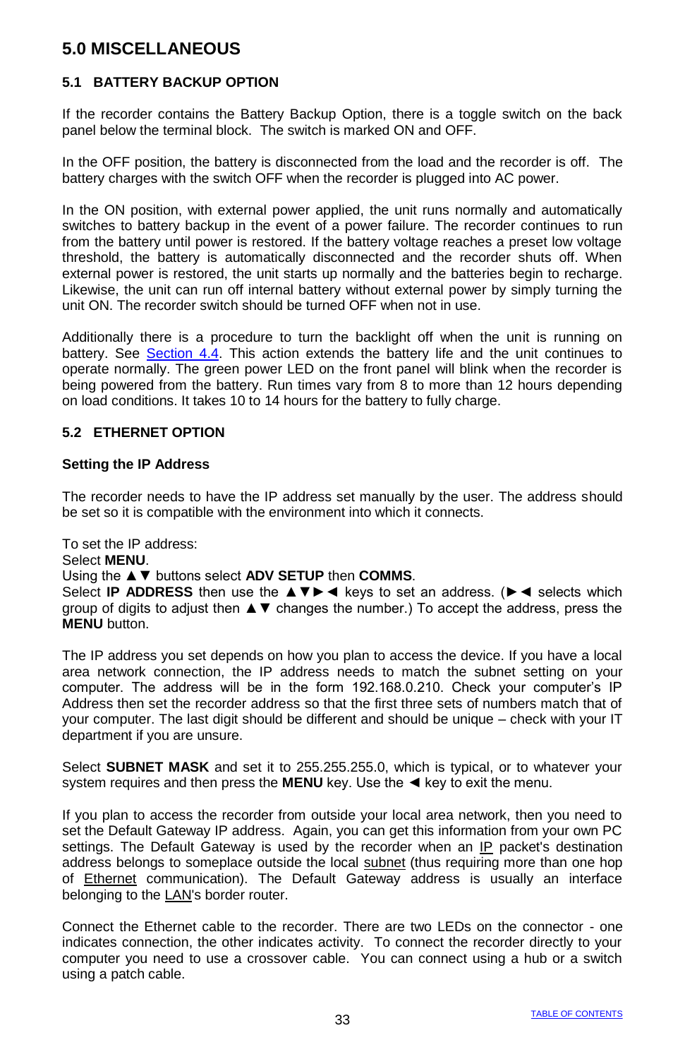# 5.0 MISCELLANEOUS

## 5.1 BATTERY BACKUP OPTION

If the recorder contains the Battery Backup Option, there is a toggle switch on the back panel below the terminal block. The switch is marked ON and OFF.

In the OFF position, the battery is disconnected from the load and the recorder is off. The battery charges with the switch OFF when the recorder is plugged into AC power.

In the ON position, with external power applied, the unit runs normally and automatically switches to battery backup in the event of a power failure. The recorder continues to run from the battery until power is restored. If the battery voltage reaches a preset low voltage threshold, the battery is automatically disconnected and the recorder shuts off. When external power is restored, the unit starts up normally and the batteries begin to recharge. Likewise, the unit can run off internal battery without external power by simply turning the unit ON. The recorder switch should be turned OFF when not in use.

Additionally there is a procedure to turn the backlight off when the unit is running on battery. See Section 4.4. This action extends the battery life and the unit continues to operate normally. The green power LED on the front panel will blink when the recorder is being powered from the battery. Run times vary from 8 to more than 12 hours depending on load conditions. It takes 10 to 14 hours for the battery to fully charge.

## 5.2 ETHERNET OPTION

### Setting the IP Address

The recorder needs to have the IP address set manually by the user. The address should be set so it is compatible with the environment into which it connects.

To set the IP address:
Select **MENU**.
Using the ▲▼ buttons select **ADV SETUP** then **COMMS**.
Select **IP ADDRESS** then use the ▲▼►◄ keys to set an address. (►◄ selects which group of digits to adjust then ▲▼ changes the number.) To accept the address, press the **MENU** button.

The IP address you set depends on how you plan to access the device. If you have a local area network connection, the IP address needs to match the subnet setting on your computer. The address will be in the form 192.168.0.210. Check your computer's IP Address then set the recorder address so that the first three sets of numbers match that of your computer. The last digit should be different and should be unique – check with your IT department if you are unsure.

Select **SUBNET MASK** and set it to 255.255.255.0, which is typical, or to whatever your system requires and then press the **MENU** key. Use the ◄ key to exit the menu.

If you plan to access the recorder from outside your local area network, then you need to set the Default Gateway IP address. Again, you can get this information from your own PC settings. The Default Gateway is used by the recorder when an IP packet's destination address belongs to someplace outside the local subnet (thus requiring more than one hop of Ethernet communication). The Default Gateway address is usually an interface belonging to the LAN's border router.

Connect the Ethernet cable to the recorder. There are two LEDs on the connector - one indicates connection, the other indicates activity. To connect the recorder directly to your computer you need to use a crossover cable. You can connect using a hub or a switch using a patch cable.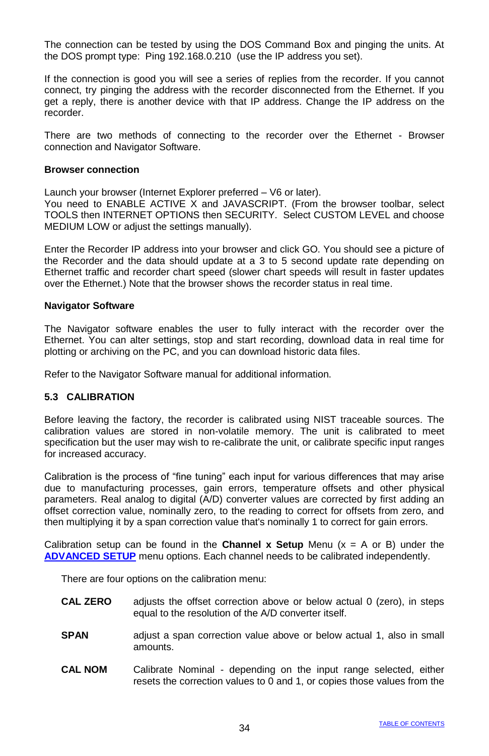The connection can be tested by using the DOS Command Box and pinging the units. At the DOS prompt type: Ping 192.168.0.210 (use the IP address you set).

If the connection is good you will see a series of replies from the recorder. If you cannot connect, try pinging the address with the recorder disconnected from the Ethernet. If you get a reply, there is another device with that IP address. Change the IP address on the recorder.

There are two methods of connecting to the recorder over the Ethernet - Browser connection and Navigator Software.

**Browser connection**

Launch your browser (Internet Explorer preferred – V6 or later).
You need to ENABLE ACTIVE X and JAVASCRIPT. (From the browser toolbar, select TOOLS then INTERNET OPTIONS then SECURITY. Select CUSTOM LEVEL and choose MEDIUM LOW or adjust the settings manually).

Enter the Recorder IP address into your browser and click GO. You should see a picture of the Recorder and the data should update at a 3 to 5 second update rate depending on Ethernet traffic and recorder chart speed (slower chart speeds will result in faster updates over the Ethernet.) Note that the browser shows the recorder status in real time.

**Navigator Software**

The Navigator software enables the user to fully interact with the recorder over the Ethernet. You can alter settings, stop and start recording, download data in real time for plotting or archiving on the PC, and you can download historic data files.

Refer to the Navigator Software manual for additional information.

## 5.3 CALIBRATION

Before leaving the factory, the recorder is calibrated using NIST traceable sources. The calibration values are stored in non-volatile memory. The unit is calibrated to meet specification but the user may wish to re-calibrate the unit, or calibrate specific input ranges for increased accuracy.

Calibration is the process of "fine tuning" each input for various differences that may arise due to manufacturing processes, gain errors, temperature offsets and other physical parameters. Real analog to digital (A/D) converter values are corrected by first adding an offset correction value, nominally zero, to the reading to correct for offsets from zero, and then multiplying it by a span correction value that's nominally 1 to correct for gain errors.

Calibration setup can be found in the **Channel x Setup** Menu (x = A or B) under the ADVANCED SETUP menu options. Each channel needs to be calibrated independently.

There are four options on the calibration menu:

**CAL ZERO** adjusts the offset correction above or below actual 0 (zero), in steps equal to the resolution of the A/D converter itself.

**SPAN** adjust a span correction value above or below actual 1, also in small amounts.

**CAL NOM** Calibrate Nominal - depending on the input range selected, either resets the correction values to 0 and 1, or copies those values from the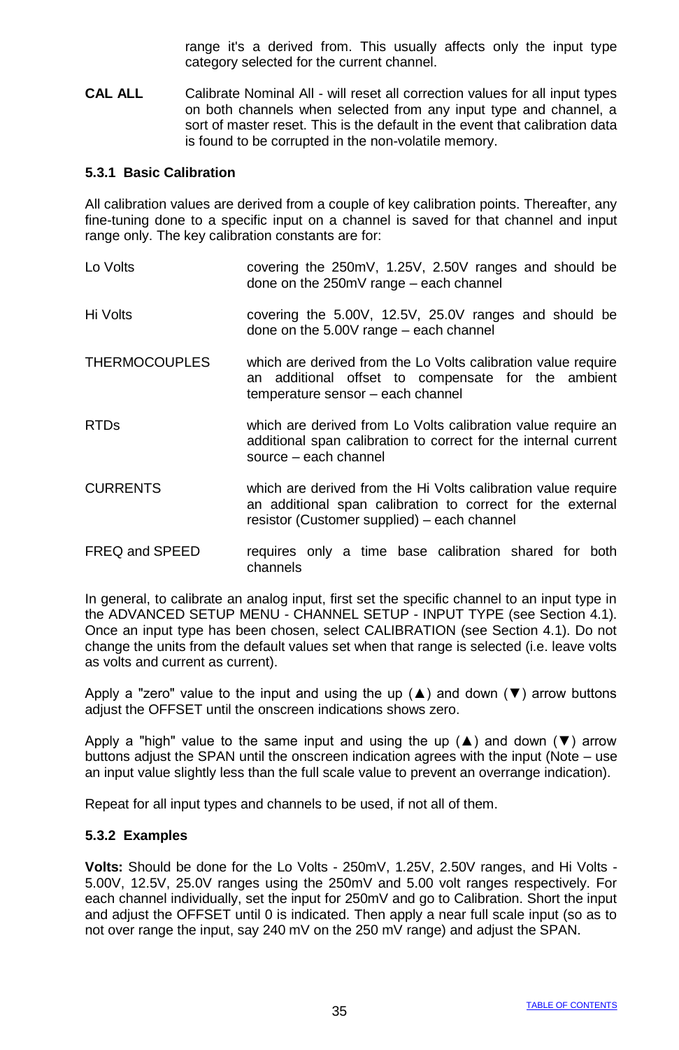range it's a derived from. This usually affects only the input type category selected for the current channel.

**CAL ALL** Calibrate Nominal All - will reset all correction values for all input types on both channels when selected from any input type and channel, a sort of master reset. This is the default in the event that calibration data is found to be corrupted in the non-volatile memory.

### 5.3.1 Basic Calibration

All calibration values are derived from a couple of key calibration points. Thereafter, any fine-tuning done to a specific input on a channel is saved for that channel and input range only. The key calibration constants are for:

| | |
|---|---|
| Lo Volts | covering the 250mV, 1.25V, 2.50V ranges and should be done on the 250mV range – each channel |
| Hi Volts | covering the 5.00V, 12.5V, 25.0V ranges and should be done on the 5.00V range – each channel |
| THERMOCOUPLES | which are derived from the Lo Volts calibration value require an additional offset to compensate for the ambient temperature sensor – each channel |
| RTDs | which are derived from Lo Volts calibration value require an additional span calibration to correct for the internal current source – each channel |
| CURRENTS | which are derived from the Hi Volts calibration value require an additional span calibration to correct for the external resistor (Customer supplied) – each channel |
| FREQ and SPEED | requires only a time base calibration shared for both channels |

In general, to calibrate an analog input, first set the specific channel to an input type in the ADVANCED SETUP MENU - CHANNEL SETUP - INPUT TYPE (see Section 4.1). Once an input type has been chosen, select CALIBRATION (see Section 4.1). Do not change the units from the default values set when that range is selected (i.e. leave volts as volts and current as current).

Apply a "zero" value to the input and using the up (▲) and down (▼) arrow buttons adjust the OFFSET until the onscreen indications shows zero.

Apply a "high" value to the same input and using the up (▲) and down (▼) arrow buttons adjust the SPAN until the onscreen indication agrees with the input (Note – use an input value slightly less than the full scale value to prevent an overrange indication).

Repeat for all input types and channels to be used, if not all of them.

### 5.3.2 Examples

**Volts:** Should be done for the Lo Volts - 250mV, 1.25V, 2.50V ranges, and Hi Volts - 5.00V, 12.5V, 25.0V ranges using the 250mV and 5.00 volt ranges respectively. For each channel individually, set the input for 250mV and go to Calibration. Short the input and adjust the OFFSET until 0 is indicated. Then apply a near full scale input (so as to not over range the input, say 240 mV on the 250 mV range) and adjust the SPAN.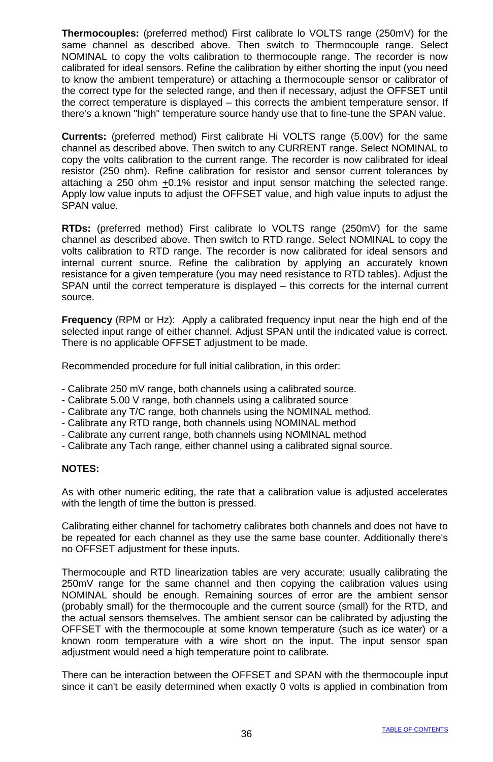**Thermocouples:** (preferred method) First calibrate lo VOLTS range (250mV) for the same channel as described above. Then switch to Thermocouple range. Select NOMINAL to copy the volts calibration to thermocouple range. The recorder is now calibrated for ideal sensors. Refine the calibration by either shorting the input (you need to know the ambient temperature) or attaching a thermocouple sensor or calibrator of the correct type for the selected range, and then if necessary, adjust the OFFSET until the correct temperature is displayed – this corrects the ambient temperature sensor. If there's a known "high" temperature source handy use that to fine-tune the SPAN value.

**Currents:** (preferred method) First calibrate Hi VOLTS range (5.00V) for the same channel as described above. Then switch to any CURRENT range. Select NOMINAL to copy the volts calibration to the current range. The recorder is now calibrated for ideal resistor (250 ohm). Refine calibration for resistor and sensor current tolerances by attaching a 250 ohm ±0.1% resistor and input sensor matching the selected range. Apply low value inputs to adjust the OFFSET value, and high value inputs to adjust the SPAN value.

**RTDs:** (preferred method) First calibrate lo VOLTS range (250mV) for the same channel as described above. Then switch to RTD range. Select NOMINAL to copy the volts calibration to RTD range. The recorder is now calibrated for ideal sensors and internal current source. Refine the calibration by applying an accurately known resistance for a given temperature (you may need resistance to RTD tables). Adjust the SPAN until the correct temperature is displayed – this corrects for the internal current source.

**Frequency** (RPM or Hz): Apply a calibrated frequency input near the high end of the selected input range of either channel. Adjust SPAN until the indicated value is correct. There is no applicable OFFSET adjustment to be made.

Recommended procedure for full initial calibration, in this order:

- Calibrate 250 mV range, both channels using a calibrated source.
- Calibrate 5.00 V range, both channels using a calibrated source
- Calibrate any T/C range, both channels using the NOMINAL method.
- Calibrate any RTD range, both channels using NOMINAL method
- Calibrate any current range, both channels using NOMINAL method
- Calibrate any Tach range, either channel using a calibrated signal source.

**NOTES:**

As with other numeric editing, the rate that a calibration value is adjusted accelerates with the length of time the button is pressed.

Calibrating either channel for tachometry calibrates both channels and does not have to be repeated for each channel as they use the same base counter. Additionally there's no OFFSET adjustment for these inputs.

Thermocouple and RTD linearization tables are very accurate; usually calibrating the 250mV range for the same channel and then copying the calibration values using NOMINAL should be enough. Remaining sources of error are the ambient sensor (probably small) for the thermocouple and the current source (small) for the RTD, and the actual sensors themselves. The ambient sensor can be calibrated by adjusting the OFFSET with the thermocouple at some known temperature (such as ice water) or a known room temperature with a wire short on the input. The input sensor span adjustment would need a high temperature point to calibrate.

There can be interaction between the OFFSET and SPAN with the thermocouple input since it can't be easily determined when exactly 0 volts is applied in combination from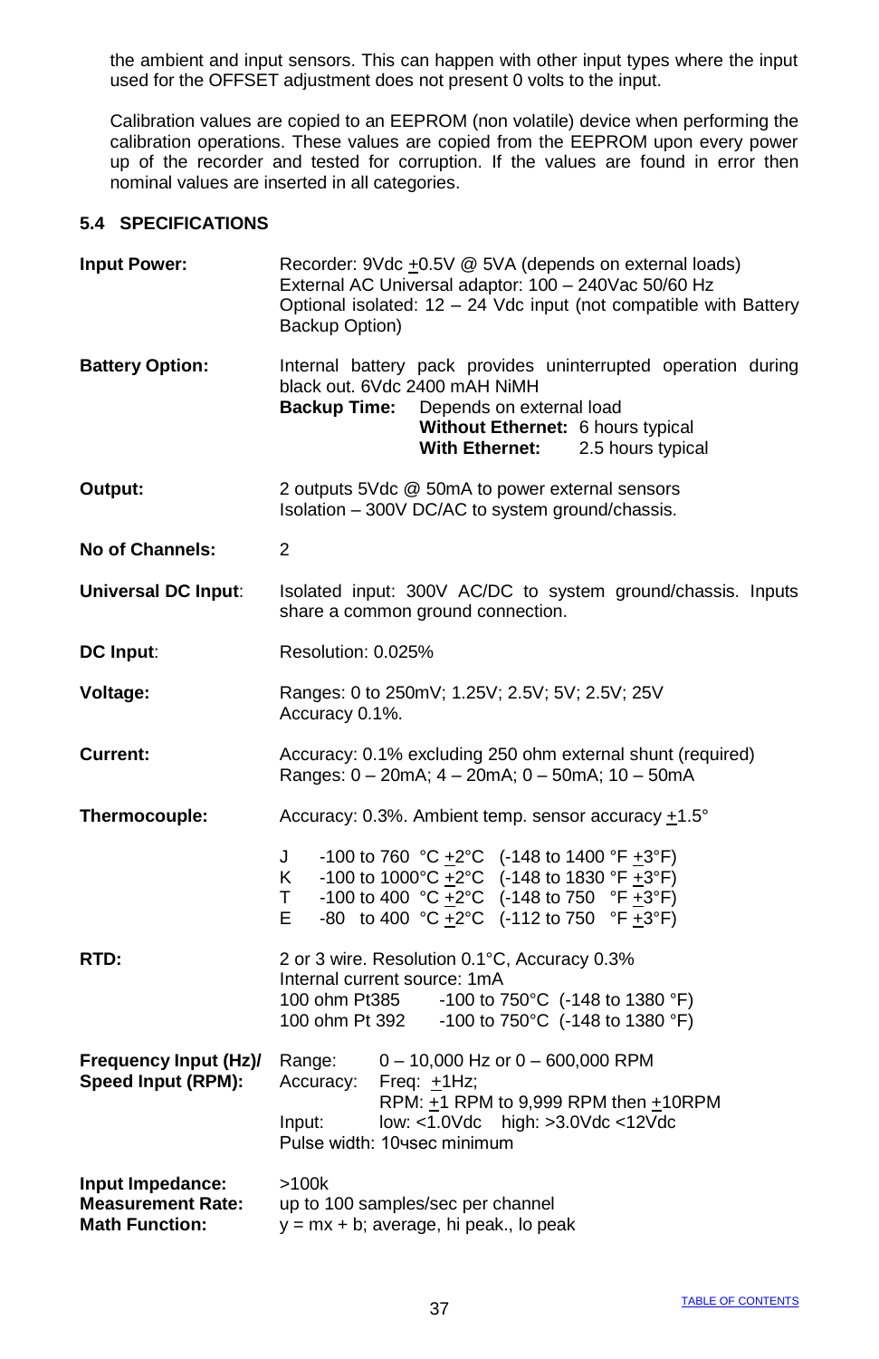the ambient and input sensors. This can happen with other input types where the input used for the OFFSET adjustment does not present 0 volts to the input.

Calibration values are copied to an EEPROM (non volatile) device when performing the calibration operations. These values are copied from the EEPROM upon every power up of the recorder and tested for corruption. If the values are found in error then nominal values are inserted in all categories.

### 5.4 SPECIFICATIONS

**Input Power:** Recorder: 9Vdc ±0.5V @ 5VA (depends on external loads)
External AC Universal adaptor: 100 – 240Vac 50/60 Hz
Optional isolated: 12 – 24 Vdc input (not compatible with Battery Backup Option)

**Battery Option:** Internal battery pack provides uninterrupted operation during black out. 6Vdc 2400 mAH NiMH
**Backup Time:** Depends on external load
**Without Ethernet:** 6 hours typical
**With Ethernet:** 2.5 hours typical

**Output:** 2 outputs 5Vdc @ 50mA to power external sensors
Isolation – 300V DC/AC to system ground/chassis.

**No of Channels:** 2

**Universal DC Input**: Isolated input: 300V AC/DC to system ground/chassis. Inputs share a common ground connection.

**DC Input**: Resolution: 0.025%

**Voltage:** Ranges: 0 to 250mV; 1.25V; 2.5V; 5V; 2.5V; 25V
Accuracy 0.1%.

**Current:** Accuracy: 0.1% excluding 250 ohm external shunt (required)
Ranges: 0 – 20mA; 4 – 20mA; 0 – 50mA; 10 – 50mA

**Thermocouple:** Accuracy: 0.3%. Ambient temp. sensor accuracy ±1.5°

| Type | °C Range | °C Accuracy | °F Range | °F Accuracy |
|---|---|---|---|---|
| J | -100 to 760 °C | ±2°C | (-148 to 1400 °F | ±3°F) |
| K | -100 to 1000°C | ±2°C | (-148 to 1830 °F | ±3°F) |
| T | -100 to 400 °C | ±2°C | (-148 to 750 °F | ±3°F) |
| E | -80 to 400 °C | ±2°C | (-112 to 750 °F | ±3°F) |

**RTD:** 2 or 3 wire. Resolution 0.1°C, Accuracy 0.3%
Internal current source: 1mA
100 ohm Pt385 -100 to 750°C (-148 to 1380 °F)
100 ohm Pt 392 -100 to 750°C (-148 to 1380 °F)

**Frequency Input (Hz)/ Speed Input (RPM):**
Range: 0 – 10,000 Hz or 0 – 600,000 RPM
Accuracy: Freq: ±1Hz;
RPM: ±1 RPM to 9,999 RPM then ±10RPM
Input: low: <1.0Vdc high: >3.0Vdc <12Vdc
Pulse width: 10μsec minimum

**Input Impedance:** >100k
**Measurement Rate:** up to 100 samples/sec per channel
**Math Function:** y = mx + b; average, hi peak., lo peak

TABLE OF CONTENTS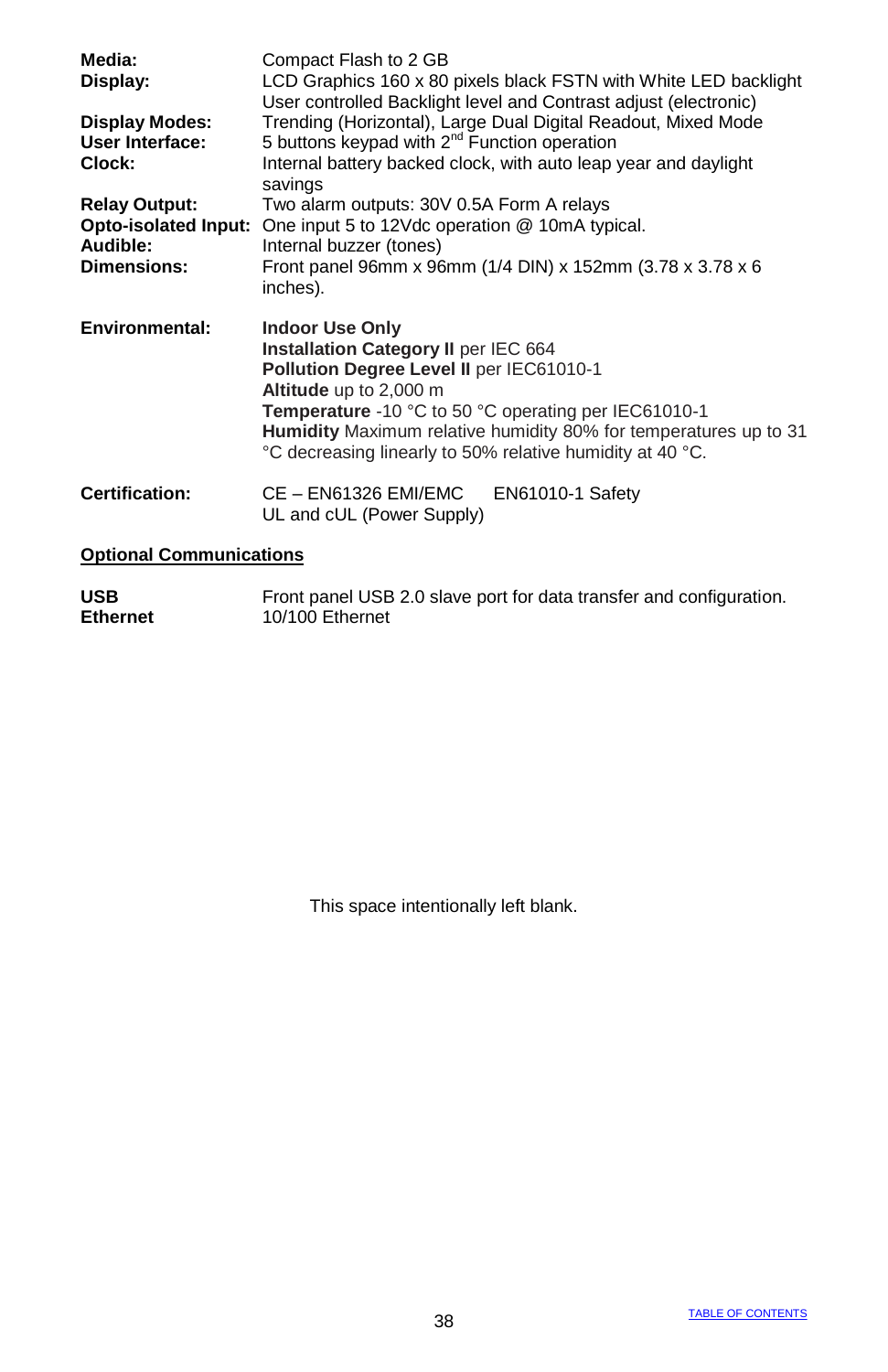| | |
|---|---|
| **Media:** | Compact Flash to 2 GB |
| **Display:** | LCD Graphics 160 x 80 pixels black FSTN with White LED backlight<br>User controlled Backlight level and Contrast adjust (electronic) |
| **Display Modes:** | Trending (Horizontal), Large Dual Digital Readout, Mixed Mode |
| **User Interface:** | 5 buttons keypad with 2nd Function operation |
| **Clock:** | Internal battery backed clock, with auto leap year and daylight savings |
| **Relay Output:** | Two alarm outputs: 30V 0.5A Form A relays |
| **Opto-isolated Input:** | One input 5 to 12Vdc operation @ 10mA typical. |
| **Audible:** | Internal buzzer (tones) |
| **Dimensions:** | Front panel 96mm x 96mm (1/4 DIN) x 152mm (3.78 x 3.78 x 6 inches). |
| **Environmental:** | **Indoor Use Only**<br>**Installation Category II** per IEC 664<br>**Pollution Degree Level II** per IEC61010-1<br>**Altitude** up to 2,000 m<br>**Temperature** -10 °C to 50 °C operating per IEC61010-1<br>**Humidity** Maximum relative humidity 80% for temperatures up to 31 °C decreasing linearly to 50% relative humidity at 40 °C. |
| **Certification:** | CE – EN61326 EMI/EMC EN61010-1 Safety<br>UL and cUL (Power Supply) |

## <u>Optional Communications</u>

| | |
|---|---|
| **USB** | Front panel USB 2.0 slave port for data transfer and configuration. |
| **Ethernet** | 10/100 Ethernet |

This space intentionally left blank.

TABLE OF CONTENTS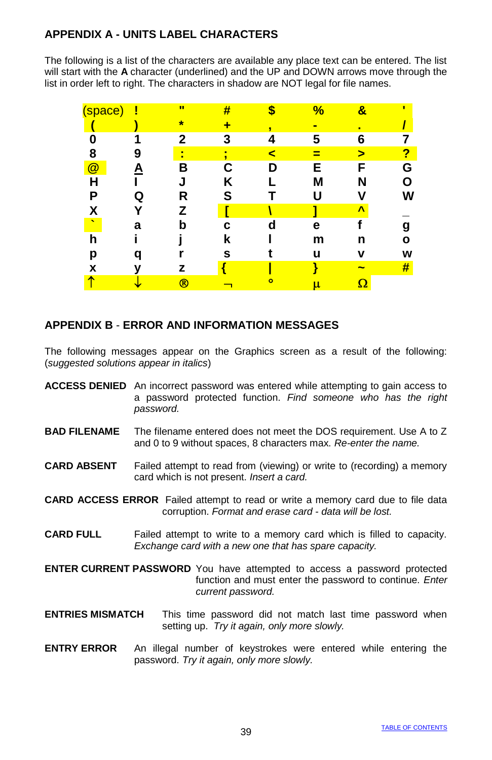## APPENDIX A - UNITS LABEL CHARACTERS

The following is a list of the characters are available any place text can be entered. The list will start with the **A** character (underlined) and the UP and DOWN arrows move through the list in order left to right. The characters in shadow are NOT legal for file names.

| | | | | | | | |
|---|---|---|---|---|---|---|---|
| (space) | ! | " | # | $ | % | & | ' |
| ( | ) | * | + | , | - | . | / |
| 0 | 1 | 2 | 3 | 4 | 5 | 6 | 7 |
| 8 | 9 | : | ; | < | = | > | ? |
| @ | A | B | C | D | E | F | G |
| H | I | J | K | L | M | N | O |
| P | Q | R | S | T | U | V | W |
| X | Y | Z | [ | \ | ] | ^ | _ |
| ` | a | b | c | d | e | f | g |
| h | i | j | k | l | m | n | o |
| p | q | r | s | t | u | v | w |
| x | y | z | { | \| | } | ~ | # |
| ↑ | ↓ | ® | ¬ | ° | µ | Ω | |

## APPENDIX B - ERROR AND INFORMATION MESSAGES

The following messages appear on the Graphics screen as a result of the following: (*suggested solutions appear in italics*)

**ACCESS DENIED** An incorrect password was entered while attempting to gain access to a password protected function. *Find someone who has the right password.*

**BAD FILENAME** The filename entered does not meet the DOS requirement. Use A to Z and 0 to 9 without spaces, 8 characters max. *Re-enter the name.*

**CARD ABSENT** Failed attempt to read from (viewing) or write to (recording) a memory card which is not present. *Insert a card.*

**CARD ACCESS ERROR** Failed attempt to read or write a memory card due to file data corruption. *Format and erase card - data will be lost.*

**CARD FULL** Failed attempt to write to a memory card which is filled to capacity. *Exchange card with a new one that has spare capacity.*

**ENTER CURRENT PASSWORD** You have attempted to access a password protected function and must enter the password to continue. *Enter current password.*

**ENTRIES MISMATCH** This time password did not match last time password when setting up. *Try it again, only more slowly.*

**ENTRY ERROR** An illegal number of keystrokes were entered while entering the password. *Try it again, only more slowly.*

TABLE OF CONTENTS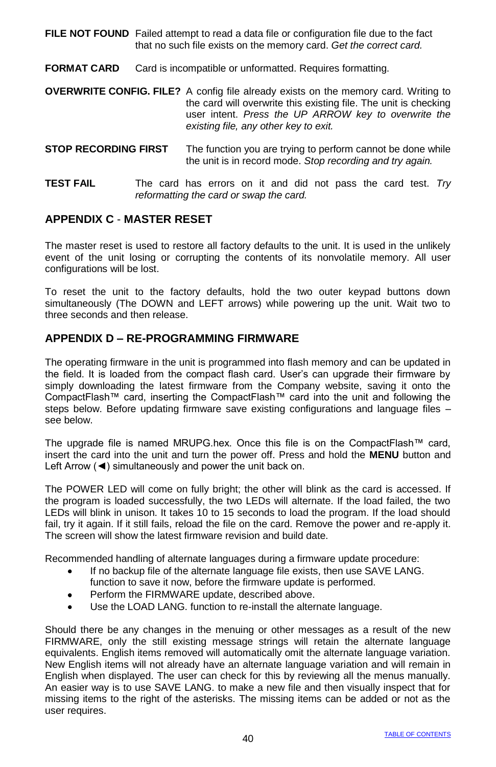**FILE NOT FOUND** Failed attempt to read a data file or configuration file due to the fact that no such file exists on the memory card. *Get the correct card.*

**FORMAT CARD** Card is incompatible or unformatted. Requires formatting.

**OVERWRITE CONFIG. FILE?** A config file already exists on the memory card. Writing to the card will overwrite this existing file. The unit is checking user intent. *Press the UP ARROW key to overwrite the existing file, any other key to exit.*

**STOP RECORDING FIRST** The function you are trying to perform cannot be done while the unit is in record mode. *Stop recording and try again.*

**TEST FAIL** The card has errors on it and did not pass the card test. *Try reformatting the card or swap the card.*

## APPENDIX C - MASTER RESET

The master reset is used to restore all factory defaults to the unit. It is used in the unlikely event of the unit losing or corrupting the contents of its nonvolatile memory. All user configurations will be lost.

To reset the unit to the factory defaults, hold the two outer keypad buttons down simultaneously (The DOWN and LEFT arrows) while powering up the unit. Wait two to three seconds and then release.

## APPENDIX D – RE-PROGRAMMING FIRMWARE

The operating firmware in the unit is programmed into flash memory and can be updated in the field. It is loaded from the compact flash card. User's can upgrade their firmware by simply downloading the latest firmware from the Company website, saving it onto the CompactFlash™ card, inserting the CompactFlash™ card into the unit and following the steps below. Before updating firmware save existing configurations and language files – see below.

The upgrade file is named MRUPG.hex. Once this file is on the CompactFlash™ card, insert the card into the unit and turn the power off. Press and hold the **MENU** button and Left Arrow (◄) simultaneously and power the unit back on.

The POWER LED will come on fully bright; the other will blink as the card is accessed. If the program is loaded successfully, the two LEDs will alternate. If the load failed, the two LEDs will blink in unison. It takes 10 to 15 seconds to load the program. If the load should fail, try it again. If it still fails, reload the file on the card. Remove the power and re-apply it. The screen will show the latest firmware revision and build date.

Recommended handling of alternate languages during a firmware update procedure:

- If no backup file of the alternate language file exists, then use SAVE LANG. function to save it now, before the firmware update is performed.
- Perform the FIRMWARE update, described above.
- Use the LOAD LANG. function to re-install the alternate language.

Should there be any changes in the menuing or other messages as a result of the new FIRMWARE, only the still existing message strings will retain the alternate language equivalents. English items removed will automatically omit the alternate language variation. New English items will not already have an alternate language variation and will remain in English when displayed. The user can check for this by reviewing all the menus manually. An easier way is to use SAVE LANG. to make a new file and then visually inspect that for missing items to the right of the asterisks. The missing items can be added or not as the user requires.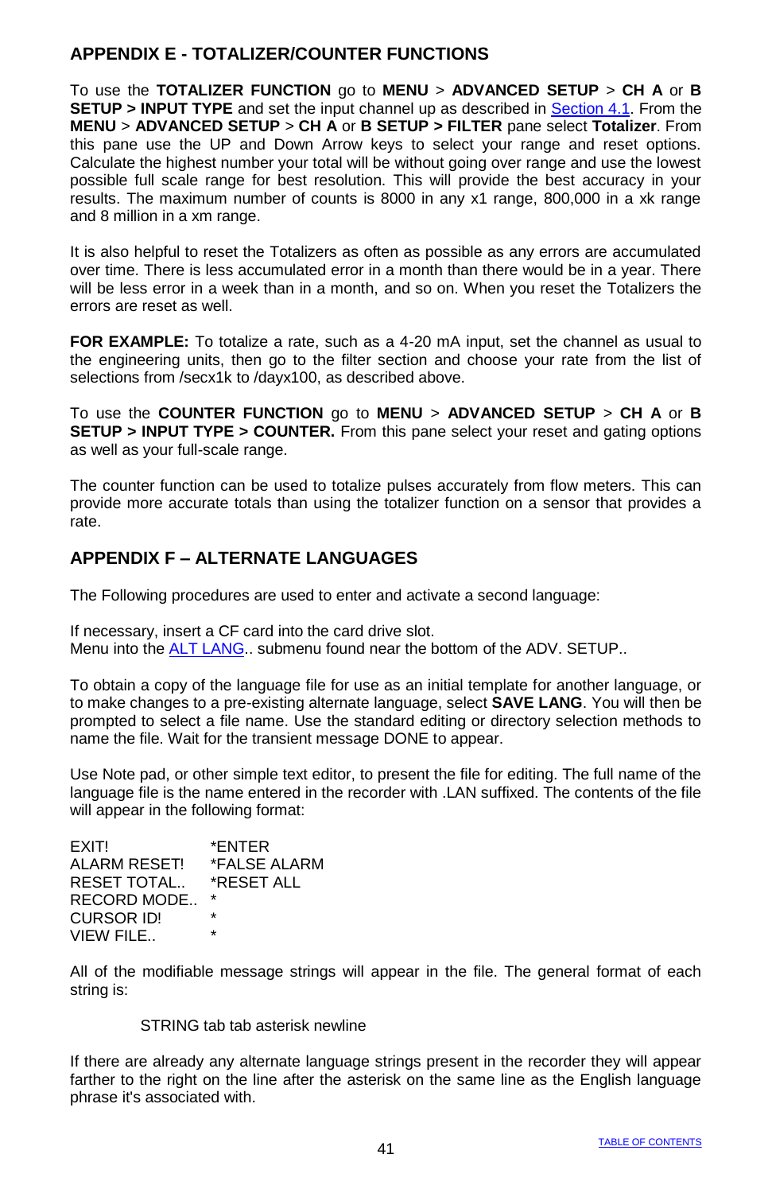## APPENDIX E - TOTALIZER/COUNTER FUNCTIONS

To use the **TOTALIZER FUNCTION** go to **MENU** > **ADVANCED SETUP** > **CH A** or **B SETUP > INPUT TYPE** and set the input channel up as described in Section 4.1. From the **MENU** > **ADVANCED SETUP** > **CH A** or **B SETUP > FILTER** pane select **Totalizer**. From this pane use the UP and Down Arrow keys to select your range and reset options. Calculate the highest number your total will be without going over range and use the lowest possible full scale range for best resolution. This will provide the best accuracy in your results. The maximum number of counts is 8000 in any x1 range, 800,000 in a xk range and 8 million in a xm range.

It is also helpful to reset the Totalizers as often as possible as any errors are accumulated over time. There is less accumulated error in a month than there would be in a year. There will be less error in a week than in a month, and so on. When you reset the Totalizers the errors are reset as well.

**FOR EXAMPLE:** To totalize a rate, such as a 4-20 mA input, set the channel as usual to the engineering units, then go to the filter section and choose your rate from the list of selections from /secx1k to /dayx100, as described above.

To use the **COUNTER FUNCTION** go to **MENU** > **ADVANCED SETUP** > **CH A** or **B SETUP > INPUT TYPE > COUNTER.** From this pane select your reset and gating options as well as your full-scale range.

The counter function can be used to totalize pulses accurately from flow meters. This can provide more accurate totals than using the totalizer function on a sensor that provides a rate.

## APPENDIX F – ALTERNATE LANGUAGES

The Following procedures are used to enter and activate a second language:

If necessary, insert a CF card into the card drive slot.
Menu into the ALT LANG.. submenu found near the bottom of the ADV. SETUP..

To obtain a copy of the language file for use as an initial template for another language, or to make changes to a pre-existing alternate language, select **SAVE LANG**. You will then be prompted to select a file name. Use the standard editing or directory selection methods to name the file. Wait for the transient message DONE to appear.

Use Note pad, or other simple text editor, to present the file for editing. The full name of the language file is the name entered in the recorder with .LAN suffixed. The contents of the file will appear in the following format:

```
EXIT!           *ENTER
ALARM RESET!    *FALSE ALARM
RESET TOTAL..   *RESET ALL
RECORD MODE..   *
CURSOR ID!      *
VIEW FILE..     *
```

All of the modifiable message strings will appear in the file. The general format of each string is:

STRING tab tab asterisk newline

If there are already any alternate language strings present in the recorder they will appear farther to the right on the line after the asterisk on the same line as the English language phrase it's associated with.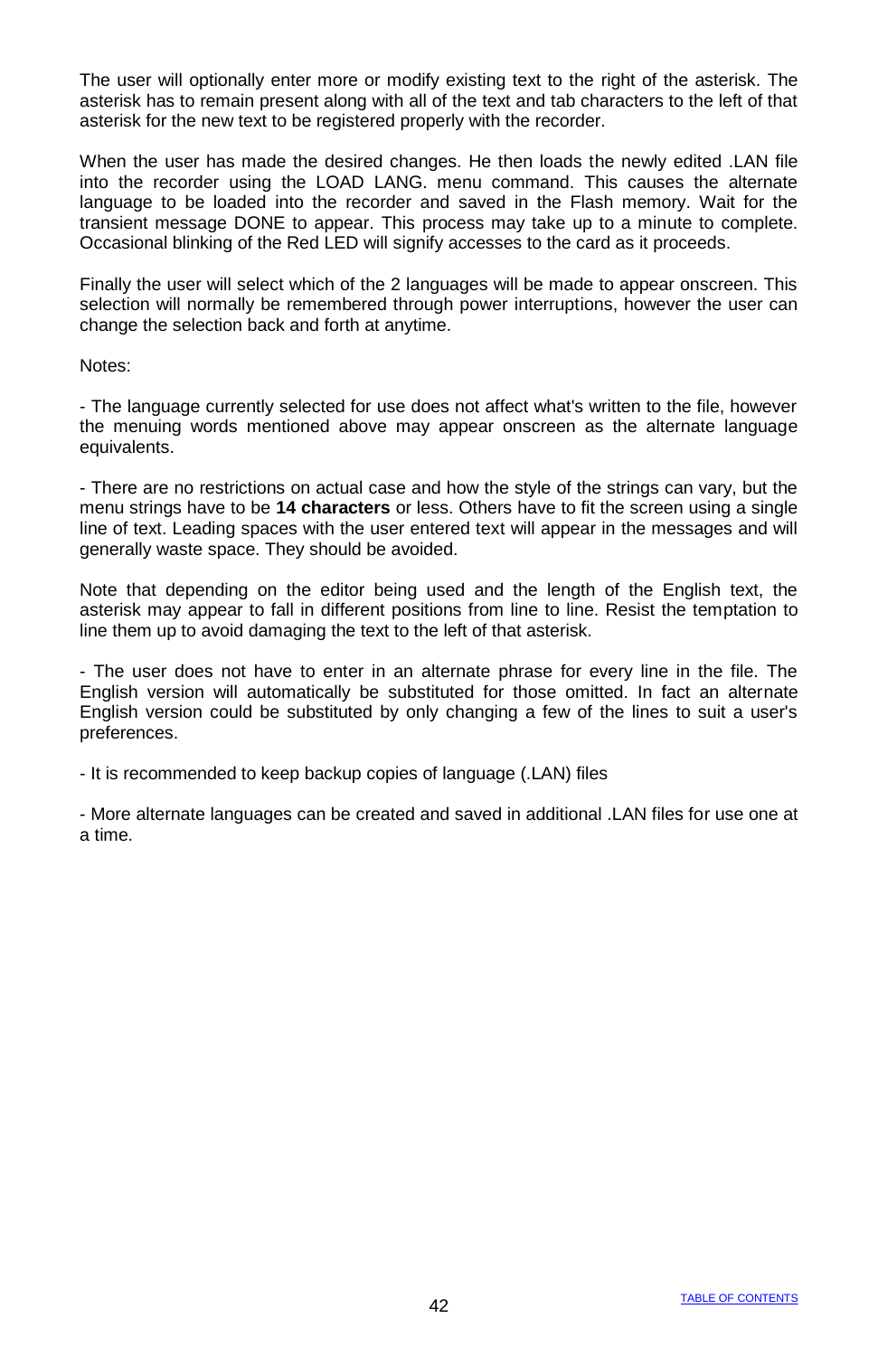The user will optionally enter more or modify existing text to the right of the asterisk. The asterisk has to remain present along with all of the text and tab characters to the left of that asterisk for the new text to be registered properly with the recorder.

When the user has made the desired changes. He then loads the newly edited .LAN file into the recorder using the LOAD LANG. menu command. This causes the alternate language to be loaded into the recorder and saved in the Flash memory. Wait for the transient message DONE to appear. This process may take up to a minute to complete. Occasional blinking of the Red LED will signify accesses to the card as it proceeds.

Finally the user will select which of the 2 languages will be made to appear onscreen. This selection will normally be remembered through power interruptions, however the user can change the selection back and forth at anytime.

Notes:

- The language currently selected for use does not affect what's written to the file, however the menuing words mentioned above may appear onscreen as the alternate language equivalents.

- There are no restrictions on actual case and how the style of the strings can vary, but the menu strings have to be **14 characters** or less. Others have to fit the screen using a single line of text. Leading spaces with the user entered text will appear in the messages and will generally waste space. They should be avoided.

Note that depending on the editor being used and the length of the English text, the asterisk may appear to fall in different positions from line to line. Resist the temptation to line them up to avoid damaging the text to the left of that asterisk.

- The user does not have to enter in an alternate phrase for every line in the file. The English version will automatically be substituted for those omitted. In fact an alternate English version could be substituted by only changing a few of the lines to suit a user's preferences.

- It is recommended to keep backup copies of language (.LAN) files

- More alternate languages can be created and saved in additional .LAN files for use one at a time.

TABLE OF CONTENTS